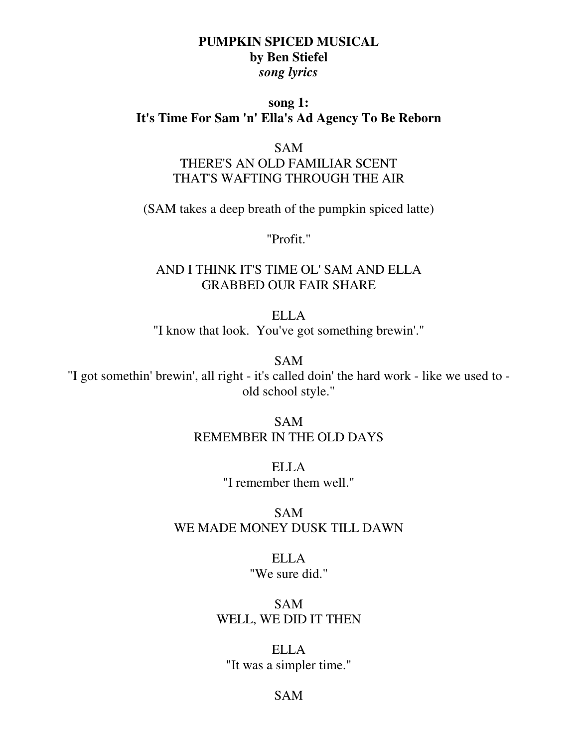**PUMPKIN SPICED MUSICAL**
**by Ben Stiefel**
***song lyrics***

**song 1:**
**It's Time For Sam 'n' Ella's Ad Agency To Be Reborn**

SAM
THERE'S AN OLD FAMILIAR SCENT
THAT'S WAFTING THROUGH THE AIR

(SAM takes a deep breath of the pumpkin spiced latte)

"Profit."

AND I THINK IT'S TIME OL' SAM AND ELLA
GRABBED OUR FAIR SHARE

ELLA
"I know that look. You've got something brewin'."

SAM
"I got somethin' brewin', all right - it's called doin' the hard work - like we used to - old school style."

SAM
REMEMBER IN THE OLD DAYS

ELLA
"I remember them well."

SAM
WE MADE MONEY DUSK TILL DAWN

ELLA
"We sure did."

SAM
WELL, WE DID IT THEN

ELLA
"It was a simpler time."

SAM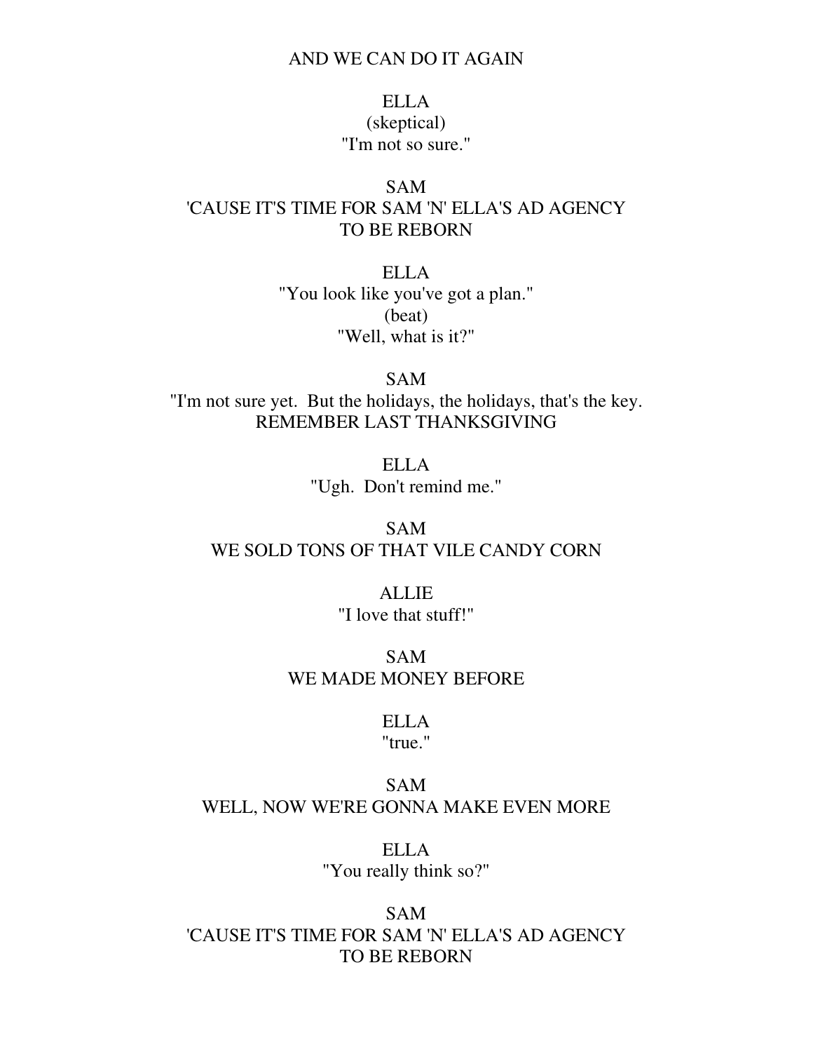AND WE CAN DO IT AGAIN

ELLA
(skeptical)
"I'm not so sure."

SAM
'CAUSE IT'S TIME FOR SAM 'N' ELLA'S AD AGENCY
TO BE REBORN

ELLA
"You look like you've got a plan."
(beat)
"Well, what is it?"

SAM
"I'm not sure yet. But the holidays, the holidays, that's the key.
REMEMBER LAST THANKSGIVING

ELLA
"Ugh. Don't remind me."

SAM
WE SOLD TONS OF THAT VILE CANDY CORN

ALLIE
"I love that stuff!"

SAM
WE MADE MONEY BEFORE

ELLA
"true."

SAM
WELL, NOW WE'RE GONNA MAKE EVEN MORE

ELLA
"You really think so?"

SAM
'CAUSE IT'S TIME FOR SAM 'N' ELLA'S AD AGENCY
TO BE REBORN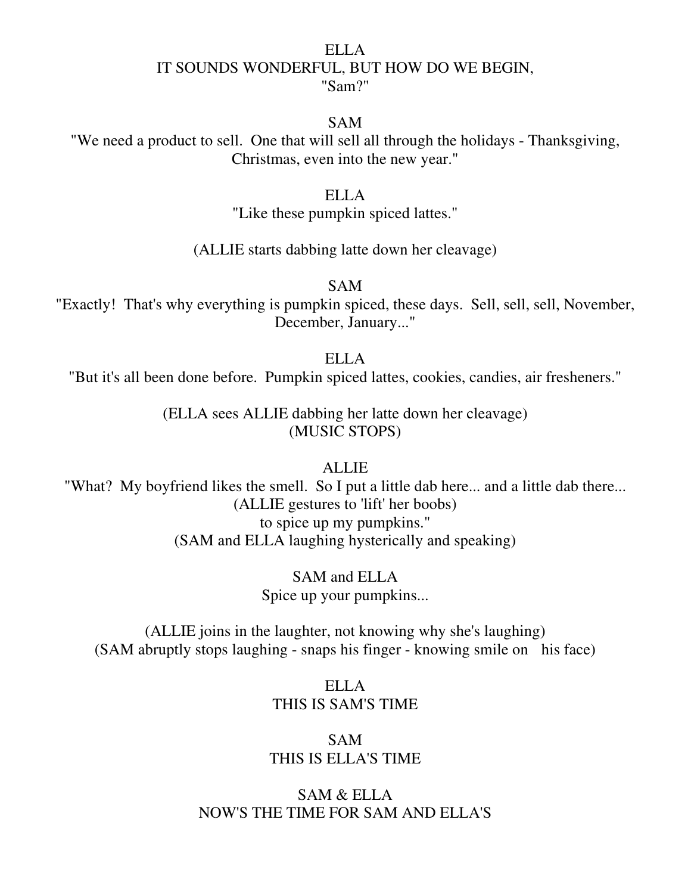ELLA
IT SOUNDS WONDERFUL, BUT HOW DO WE BEGIN,
"Sam?"

SAM
"We need a product to sell. One that will sell all through the holidays - Thanksgiving, Christmas, even into the new year."

ELLA
"Like these pumpkin spiced lattes."

(ALLIE starts dabbing latte down her cleavage)

SAM
"Exactly! That's why everything is pumpkin spiced, these days. Sell, sell, sell, November, December, January..."

ELLA
"But it's all been done before. Pumpkin spiced lattes, cookies, candies, air fresheners."

(ELLA sees ALLIE dabbing her latte down her cleavage)
(MUSIC STOPS)

ALLIE
"What? My boyfriend likes the smell. So I put a little dab here... and a little dab there...
(ALLIE gestures to 'lift' her boobs)
to spice up my pumpkins."
(SAM and ELLA laughing hysterically and speaking)

SAM and ELLA
Spice up your pumpkins...

(ALLIE joins in the laughter, not knowing why she's laughing)
(SAM abruptly stops laughing - snaps his finger - knowing smile on his face)

ELLA
THIS IS SAM'S TIME

SAM
THIS IS ELLA'S TIME

SAM & ELLA
NOW'S THE TIME FOR SAM AND ELLA'S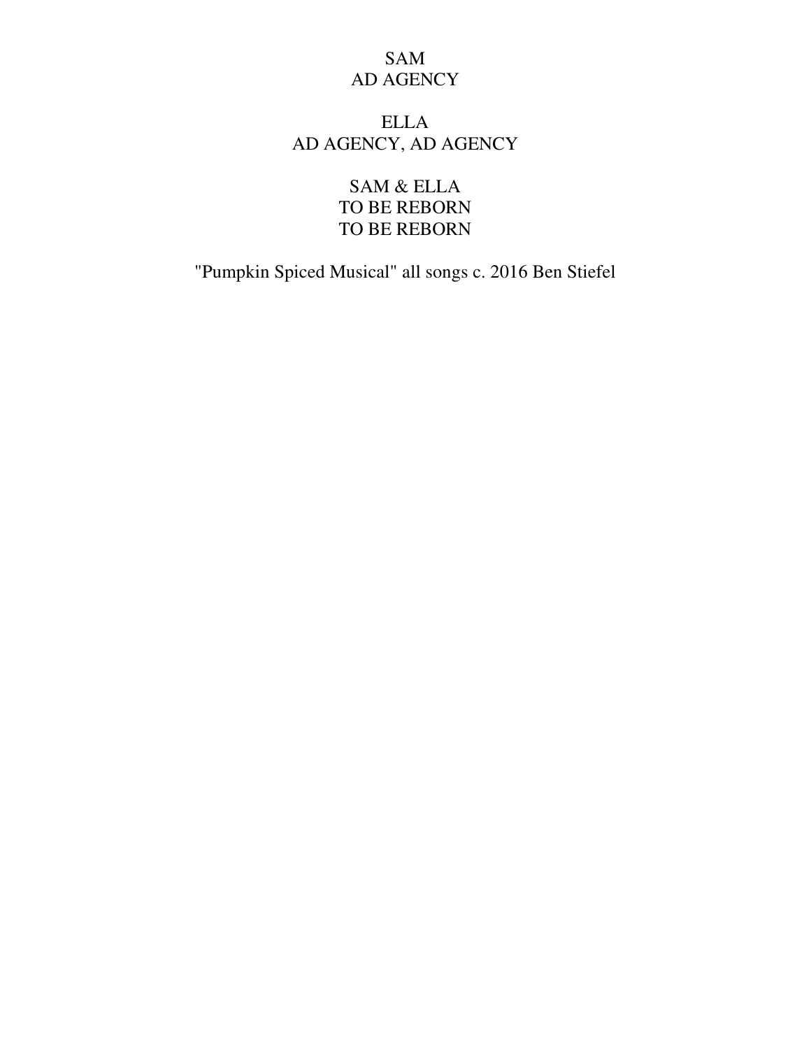SAM
AD AGENCY

ELLA
AD AGENCY, AD AGENCY

SAM & ELLA
TO BE REBORN
TO BE REBORN

"Pumpkin Spiced Musical" all songs c. 2016 Ben Stiefel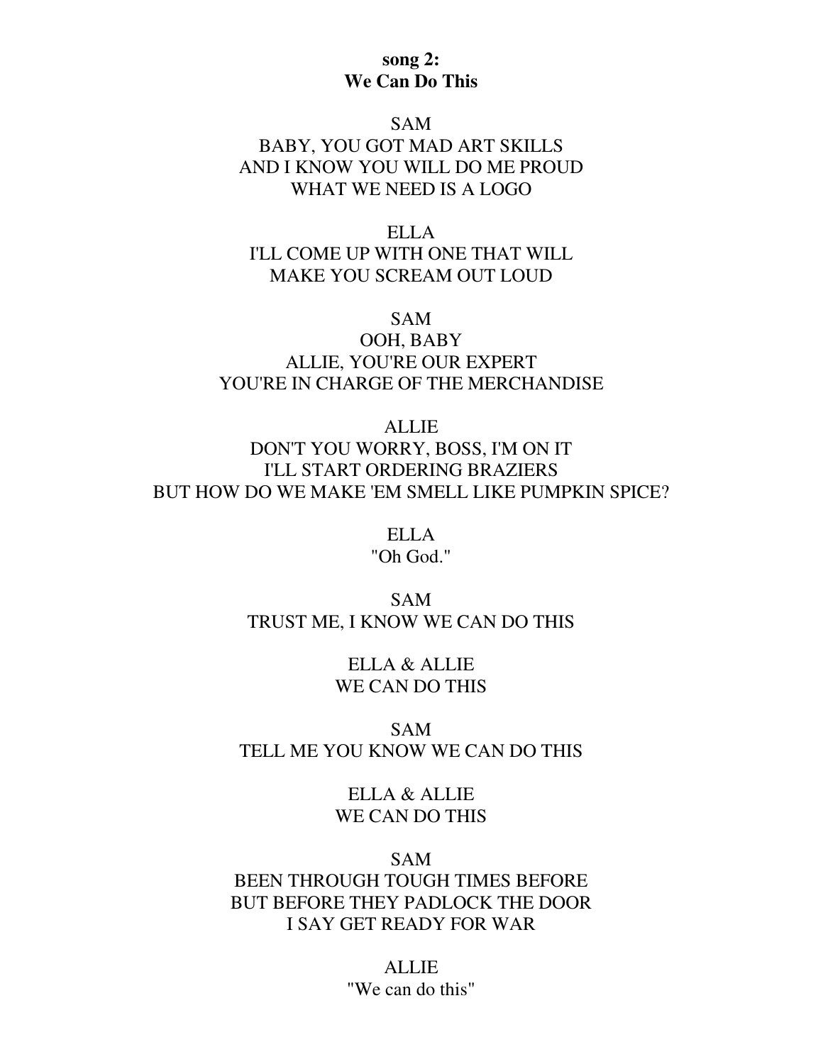**song 2:**
**We Can Do This**

SAM
BABY, YOU GOT MAD ART SKILLS
AND I KNOW YOU WILL DO ME PROUD
WHAT WE NEED IS A LOGO

ELLA
I'LL COME UP WITH ONE THAT WILL
MAKE YOU SCREAM OUT LOUD

SAM
OOH, BABY
ALLIE, YOU'RE OUR EXPERT
YOU'RE IN CHARGE OF THE MERCHANDISE

ALLIE
DON'T YOU WORRY, BOSS, I'M ON IT
I'LL START ORDERING BRAZIERS
BUT HOW DO WE MAKE 'EM SMELL LIKE PUMPKIN SPICE?

ELLA
"Oh God."

SAM
TRUST ME, I KNOW WE CAN DO THIS

ELLA & ALLIE
WE CAN DO THIS

SAM
TELL ME YOU KNOW WE CAN DO THIS

ELLA & ALLIE
WE CAN DO THIS

SAM
BEEN THROUGH TOUGH TIMES BEFORE
BUT BEFORE THEY PADLOCK THE DOOR
I SAY GET READY FOR WAR

ALLIE
"We can do this"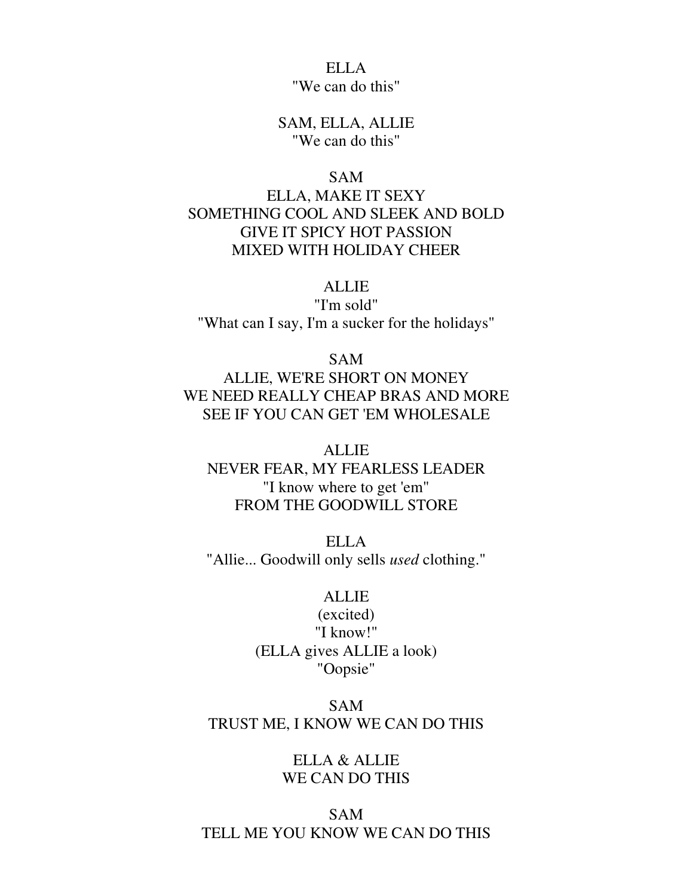ELLA
"We can do this"

SAM, ELLA, ALLIE
"We can do this"

SAM
ELLA, MAKE IT SEXY
SOMETHING COOL AND SLEEK AND BOLD
GIVE IT SPICY HOT PASSION
MIXED WITH HOLIDAY CHEER

ALLIE
"I'm sold"
"What can I say, I'm a sucker for the holidays"

SAM
ALLIE, WE'RE SHORT ON MONEY
WE NEED REALLY CHEAP BRAS AND MORE
SEE IF YOU CAN GET 'EM WHOLESALE

ALLIE
NEVER FEAR, MY FEARLESS LEADER
"I know where to get 'em"
FROM THE GOODWILL STORE

ELLA
"Allie... Goodwill only sells *used* clothing."

ALLIE
(excited)
"I know!"
(ELLA gives ALLIE a look)
"Oopsie"

SAM
TRUST ME, I KNOW WE CAN DO THIS

ELLA & ALLIE
WE CAN DO THIS

SAM
TELL ME YOU KNOW WE CAN DO THIS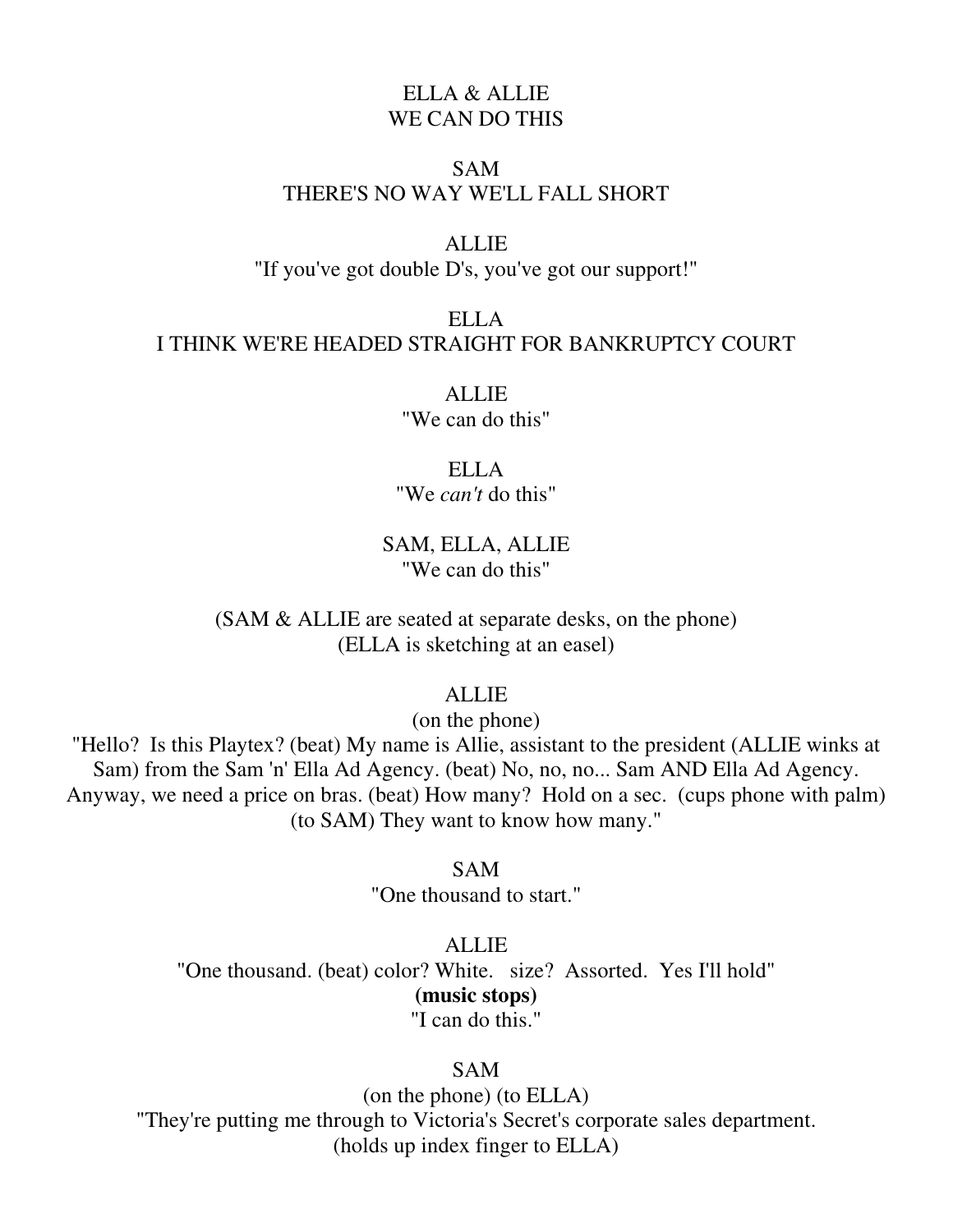ELLA & ALLIE
WE CAN DO THIS

SAM
THERE'S NO WAY WE'LL FALL SHORT

ALLIE
"If you've got double D's, you've got our support!"

ELLA
I THINK WE'RE HEADED STRAIGHT FOR BANKRUPTCY COURT

ALLIE
"We can do this"

ELLA
"We *can't* do this"

SAM, ELLA, ALLIE
"We can do this"

(SAM & ALLIE are seated at separate desks, on the phone)
(ELLA is sketching at an easel)

ALLIE
(on the phone)
"Hello? Is this Playtex? (beat) My name is Allie, assistant to the president (ALLIE winks at Sam) from the Sam 'n' Ella Ad Agency. (beat) No, no, no... Sam AND Ella Ad Agency. Anyway, we need a price on bras. (beat) How many? Hold on a sec. (cups phone with palm) (to SAM) They want to know how many."

SAM
"One thousand to start."

ALLIE
"One thousand. (beat) color? White. size? Assorted. Yes I'll hold"
**(music stops)**
"I can do this."

SAM
(on the phone) (to ELLA)
"They're putting me through to Victoria's Secret's corporate sales department.
(holds up index finger to ELLA)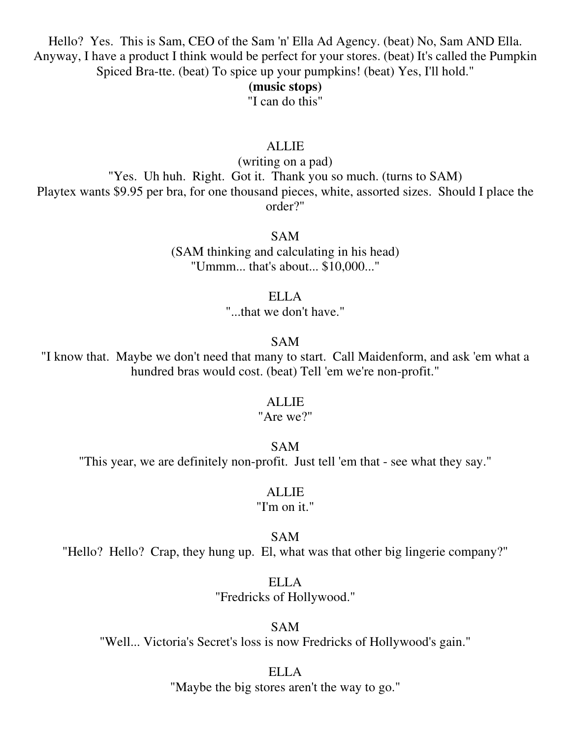Hello? Yes. This is Sam, CEO of the Sam 'n' Ella Ad Agency. (beat) No, Sam AND Ella. Anyway, I have a product I think would be perfect for your stores. (beat) It's called the Pumpkin Spiced Bra-tte. (beat) To spice up your pumpkins! (beat) Yes, I'll hold."

**(music stops)**

"I can do this"

ALLIE

(writing on a pad)

"Yes. Uh huh. Right. Got it. Thank you so much. (turns to SAM) Playtex wants $9.95 per bra, for one thousand pieces, white, assorted sizes. Should I place the order?"

SAM

(SAM thinking and calculating in his head)

"Ummm... that's about... $10,000..."

ELLA

"...that we don't have."

SAM

"I know that. Maybe we don't need that many to start. Call Maidenform, and ask 'em what a hundred bras would cost. (beat) Tell 'em we're non-profit."

ALLIE

"Are we?"

SAM

"This year, we are definitely non-profit. Just tell 'em that - see what they say."

ALLIE

"I'm on it."

SAM

"Hello? Hello? Crap, they hung up. El, what was that other big lingerie company?"

ELLA

"Fredricks of Hollywood."

SAM

"Well... Victoria's Secret's loss is now Fredricks of Hollywood's gain."

ELLA

"Maybe the big stores aren't the way to go."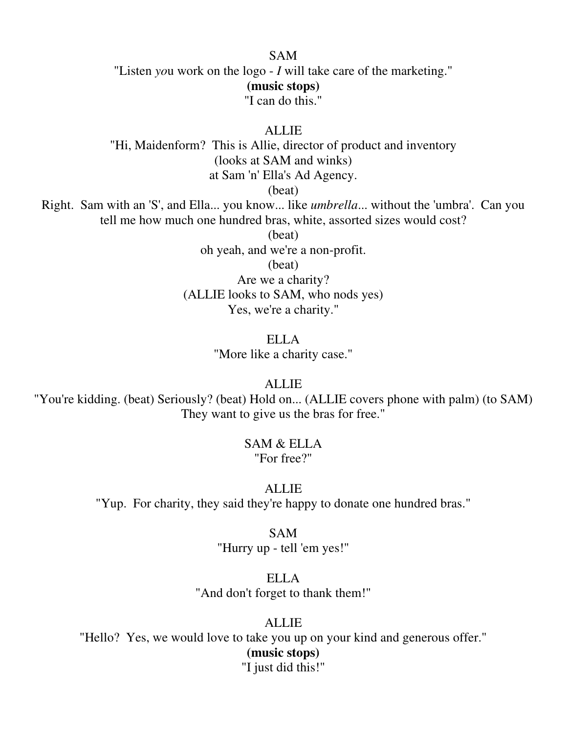SAM

"Listen *yo*u work on the logo - *I* will take care of the marketing."

**(music stops)**

"I can do this."

ALLIE

"Hi, Maidenform? This is Allie, director of product and inventory

(looks at SAM and winks)

at Sam 'n' Ella's Ad Agency.

(beat)

Right. Sam with an 'S', and Ella... you know... like *umbrella*... without the 'umbra'. Can you tell me how much one hundred bras, white, assorted sizes would cost?

(beat)

oh yeah, and we're a non-profit.

(beat)

Are we a charity?

(ALLIE looks to SAM, who nods yes)

Yes, we're a charity."

ELLA

"More like a charity case."

ALLIE

"You're kidding. (beat) Seriously? (beat) Hold on... (ALLIE covers phone with palm) (to SAM) They want to give us the bras for free."

SAM & ELLA

"For free?"

ALLIE

"Yup. For charity, they said they're happy to donate one hundred bras."

SAM

"Hurry up - tell 'em yes!"

ELLA

"And don't forget to thank them!"

ALLIE

"Hello? Yes, we would love to take you up on your kind and generous offer."

**(music stops)**

"I just did this!"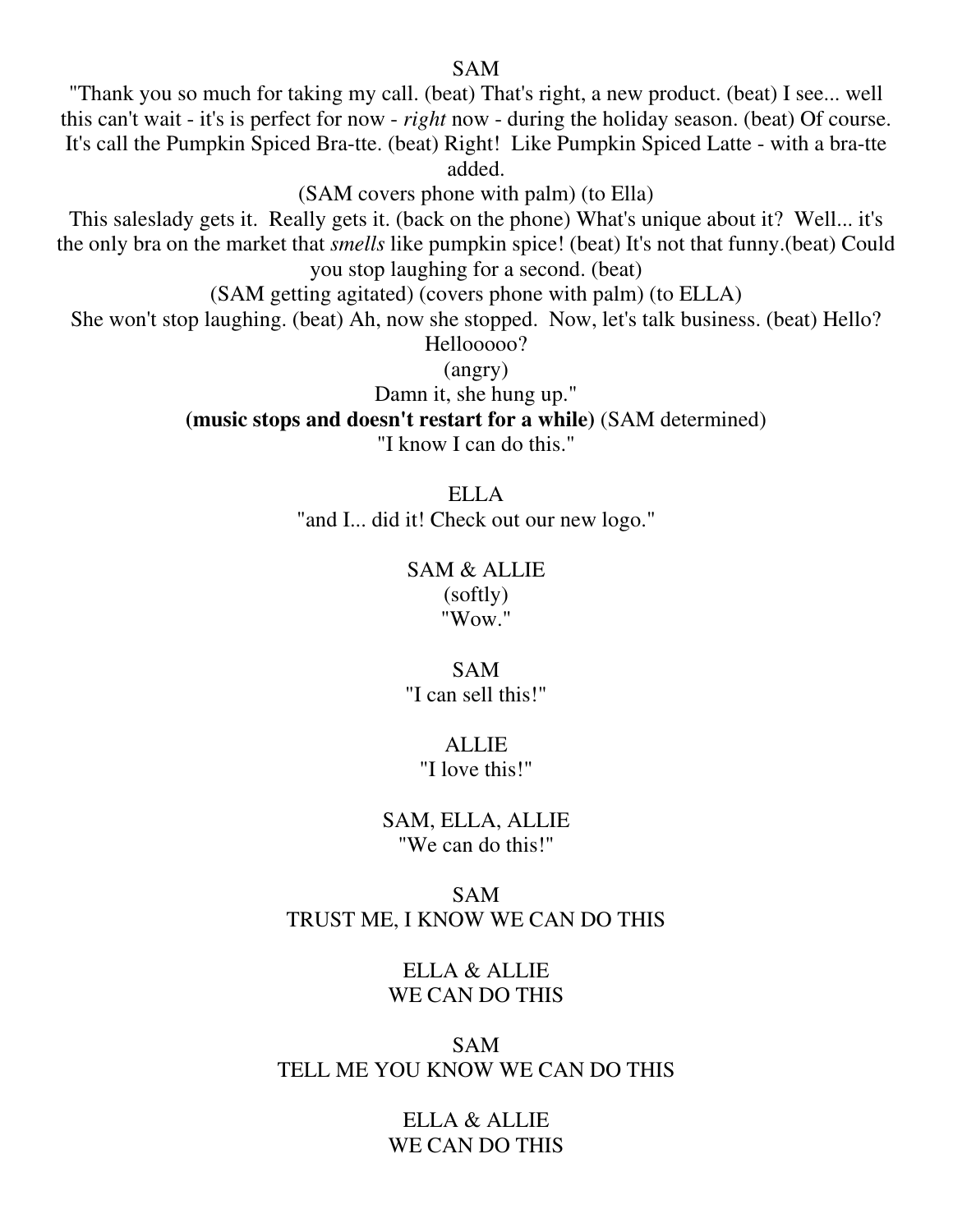SAM

"Thank you so much for taking my call. (beat) That's right, a new product. (beat) I see... well this can't wait - it's is perfect for now - *right* now - during the holiday season. (beat) Of course. It's call the Pumpkin Spiced Bra-tte. (beat) Right! Like Pumpkin Spiced Latte - with a bra-tte added.

(SAM covers phone with palm) (to Ella)

This saleslady gets it. Really gets it. (back on the phone) What's unique about it? Well... it's the only bra on the market that *smells* like pumpkin spice! (beat) It's not that funny.(beat) Could you stop laughing for a second. (beat)

(SAM getting agitated) (covers phone with palm) (to ELLA)

She won't stop laughing. (beat) Ah, now she stopped. Now, let's talk business. (beat) Hello? Hellooooo?

(angry)

Damn it, she hung up."

**(music stops and doesn't restart for a while)** (SAM determined)

"I know I can do this."

ELLA

"and I... did it! Check out our new logo."

SAM & ALLIE

(softly)

"Wow."

SAM

"I can sell this!"

ALLIE

"I love this!"

SAM, ELLA, ALLIE

"We can do this!"

SAM

TRUST ME, I KNOW WE CAN DO THIS

ELLA & ALLIE

WE CAN DO THIS

SAM

TELL ME YOU KNOW WE CAN DO THIS

ELLA & ALLIE

WE CAN DO THIS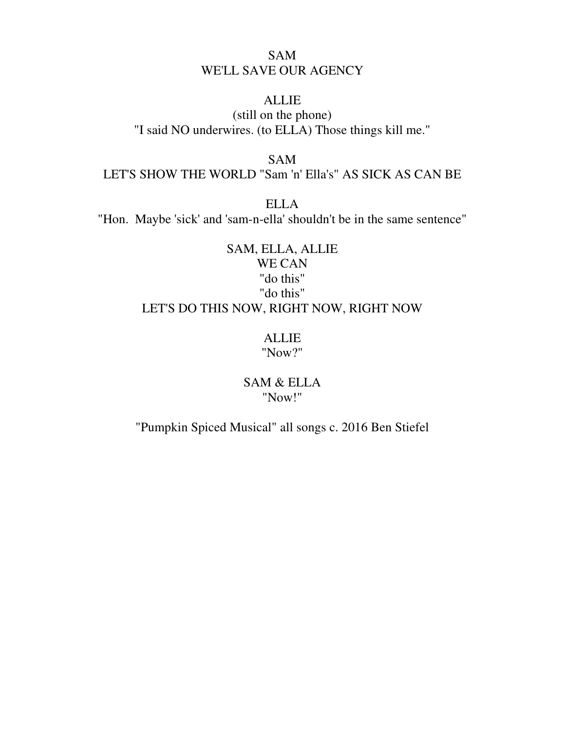SAM
WE'LL SAVE OUR AGENCY

ALLIE
(still on the phone)
"I said NO underwires. (to ELLA) Those things kill me."

SAM
LET'S SHOW THE WORLD "Sam 'n' Ella's" AS SICK AS CAN BE

ELLA
"Hon.  Maybe 'sick' and 'sam-n-ella' shouldn't be in the same sentence"

SAM, ELLA, ALLIE
WE CAN
"do this"
"do this"
LET'S DO THIS NOW, RIGHT NOW, RIGHT NOW

ALLIE
"Now?"

SAM & ELLA
"Now!"

"Pumpkin Spiced Musical" all songs c. 2016 Ben Stiefel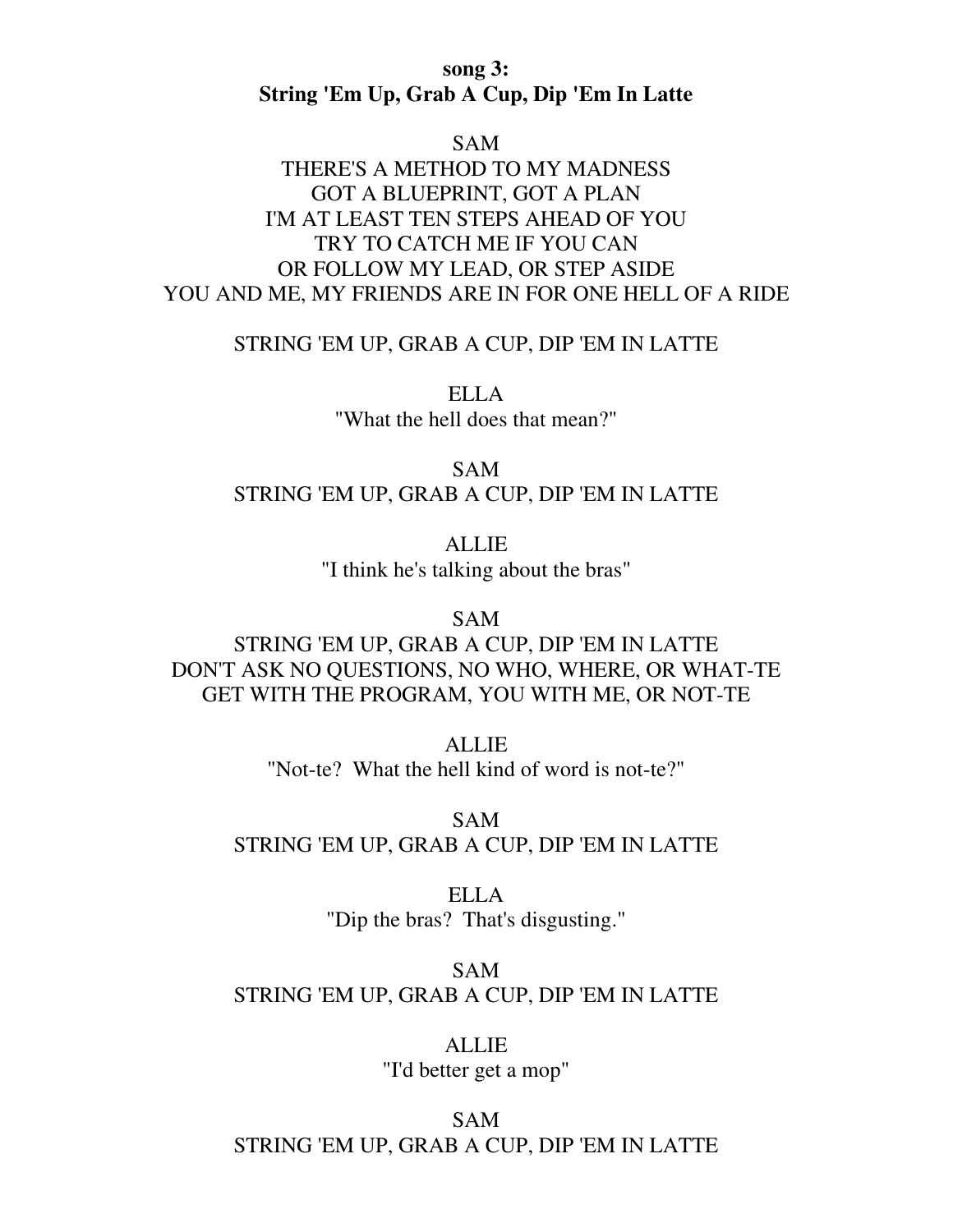**song 3:**
**String 'Em Up, Grab A Cup, Dip 'Em In Latte**

SAM
THERE'S A METHOD TO MY MADNESS
GOT A BLUEPRINT, GOT A PLAN
I'M AT LEAST TEN STEPS AHEAD OF YOU
TRY TO CATCH ME IF YOU CAN
OR FOLLOW MY LEAD, OR STEP ASIDE
YOU AND ME, MY FRIENDS ARE IN FOR ONE HELL OF A RIDE

STRING 'EM UP, GRAB A CUP, DIP 'EM IN LATTE

ELLA
"What the hell does that mean?"

SAM
STRING 'EM UP, GRAB A CUP, DIP 'EM IN LATTE

ALLIE
"I think he's talking about the bras"

SAM
STRING 'EM UP, GRAB A CUP, DIP 'EM IN LATTE
DON'T ASK NO QUESTIONS, NO WHO, WHERE, OR WHAT-TE
GET WITH THE PROGRAM, YOU WITH ME, OR NOT-TE

ALLIE
"Not-te? What the hell kind of word is not-te?"

SAM
STRING 'EM UP, GRAB A CUP, DIP 'EM IN LATTE

ELLA
"Dip the bras? That's disgusting."

SAM
STRING 'EM UP, GRAB A CUP, DIP 'EM IN LATTE

ALLIE
"I'd better get a mop"

SAM
STRING 'EM UP, GRAB A CUP, DIP 'EM IN LATTE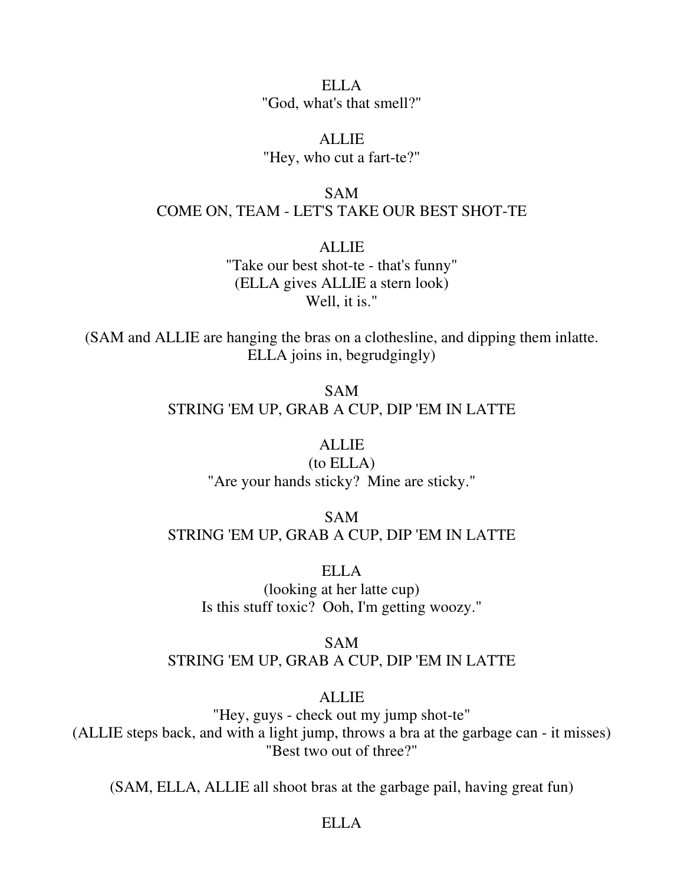ELLA
"God, what's that smell?"

ALLIE
"Hey, who cut a fart-te?"

SAM
COME ON, TEAM - LET'S TAKE OUR BEST SHOT-TE

ALLIE
"Take our best shot-te - that's funny"
(ELLA gives ALLIE a stern look)
Well, it is."

(SAM and ALLIE are hanging the bras on a clothesline, and dipping them inlatte. ELLA joins in, begrudgingly)

SAM
STRING 'EM UP, GRAB A CUP, DIP 'EM IN LATTE

ALLIE
(to ELLA)
"Are your hands sticky? Mine are sticky."

SAM
STRING 'EM UP, GRAB A CUP, DIP 'EM IN LATTE

ELLA
(looking at her latte cup)
Is this stuff toxic? Ooh, I'm getting woozy."

SAM
STRING 'EM UP, GRAB A CUP, DIP 'EM IN LATTE

ALLIE
"Hey, guys - check out my jump shot-te"
(ALLIE steps back, and with a light jump, throws a bra at the garbage can - it misses)
"Best two out of three?"

(SAM, ELLA, ALLIE all shoot bras at the garbage pail, having great fun)

ELLA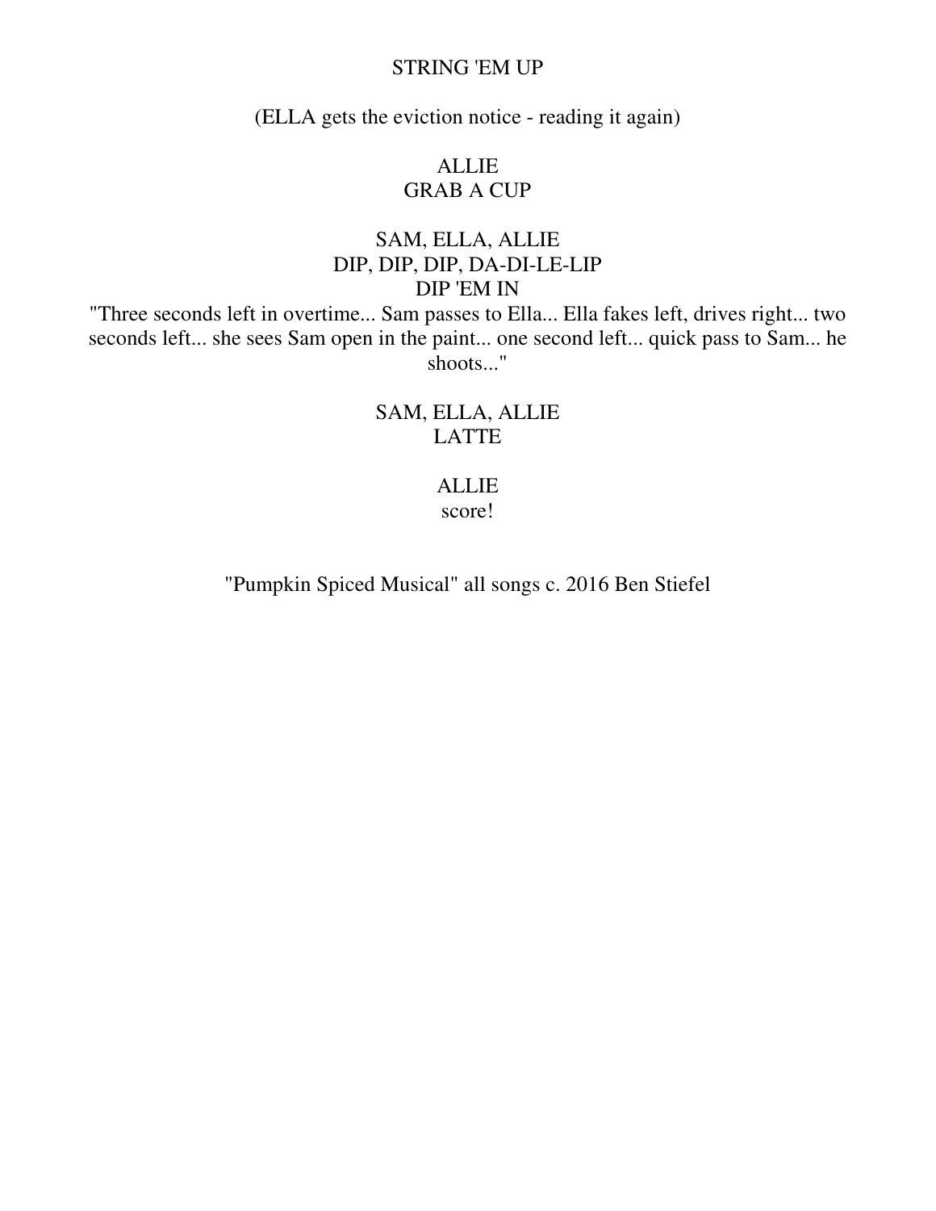STRING 'EM UP

(ELLA gets the eviction notice - reading it again)

ALLIE
GRAB A CUP

SAM, ELLA, ALLIE
DIP, DIP, DIP, DA-DI-LE-LIP
DIP 'EM IN
"Three seconds left in overtime... Sam passes to Ella... Ella fakes left, drives right... two seconds left... she sees Sam open in the paint... one second left... quick pass to Sam... he shoots..."

SAM, ELLA, ALLIE
LATTE

ALLIE
score!

"Pumpkin Spiced Musical" all songs c. 2016 Ben Stiefel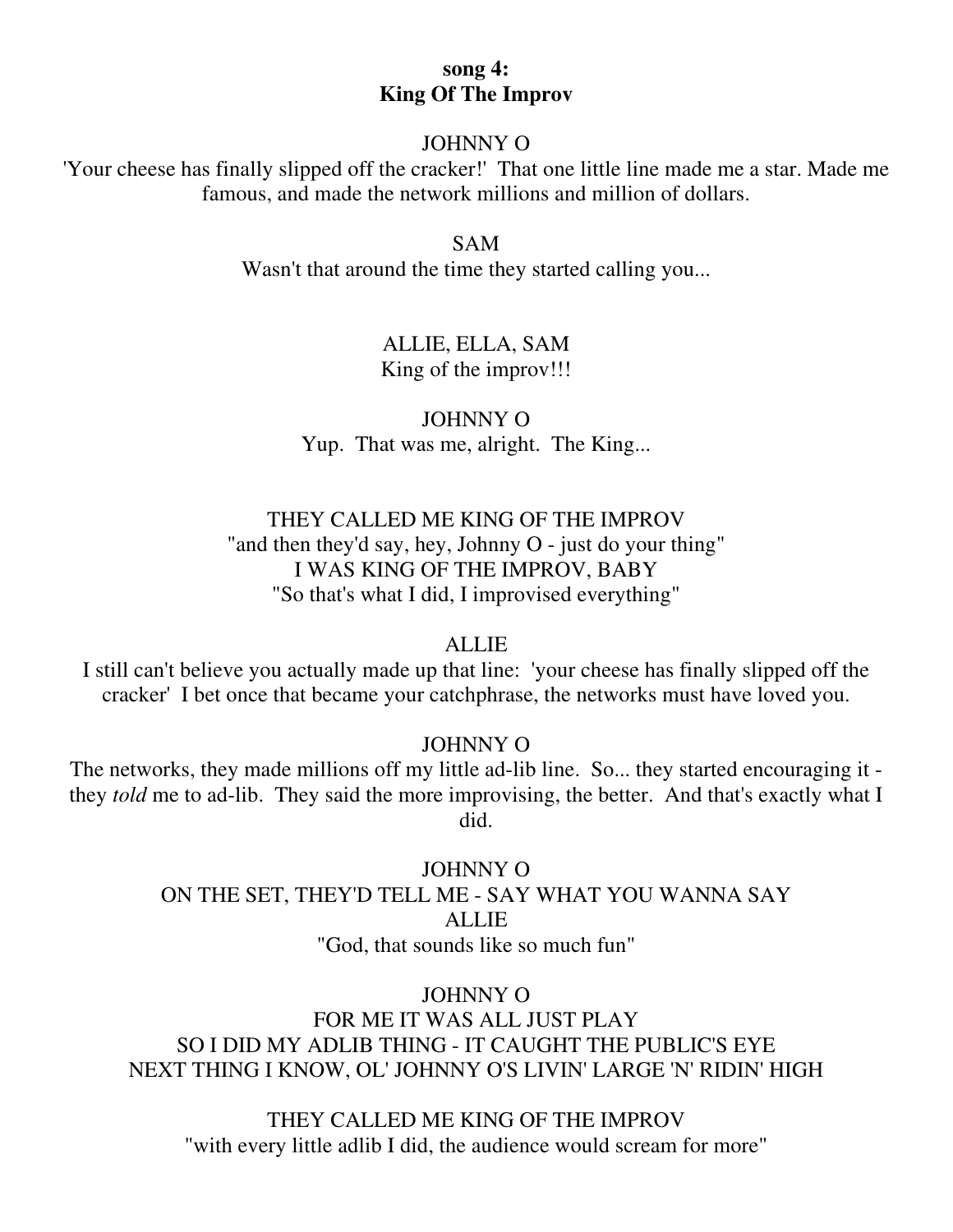**song 4:**
**King Of The Improv**

JOHNNY O

'Your cheese has finally slipped off the cracker!' That one little line made me a star. Made me famous, and made the network millions and million of dollars.

SAM

Wasn't that around the time they started calling you...

ALLIE, ELLA, SAM

King of the improv!!!

JOHNNY O

Yup. That was me, alright. The King...

THEY CALLED ME KING OF THE IMPROV
"and then they'd say, hey, Johnny O - just do your thing"
I WAS KING OF THE IMPROV, BABY
"So that's what I did, I improvised everything"

ALLIE

I still can't believe you actually made up that line: 'your cheese has finally slipped off the cracker' I bet once that became your catchphrase, the networks must have loved you.

JOHNNY O

The networks, they made millions off my little ad-lib line. So... they started encouraging it - they *told* me to ad-lib. They said the more improvising, the better. And that's exactly what I did.

JOHNNY O
ON THE SET, THEY'D TELL ME - SAY WHAT YOU WANNA SAY
ALLIE
"God, that sounds like so much fun"

JOHNNY O
FOR ME IT WAS ALL JUST PLAY
SO I DID MY ADLIB THING - IT CAUGHT THE PUBLIC'S EYE
NEXT THING I KNOW, OL' JOHNNY O'S LIVIN' LARGE 'N' RIDIN' HIGH

THEY CALLED ME KING OF THE IMPROV
"with every little adlib I did, the audience would scream for more"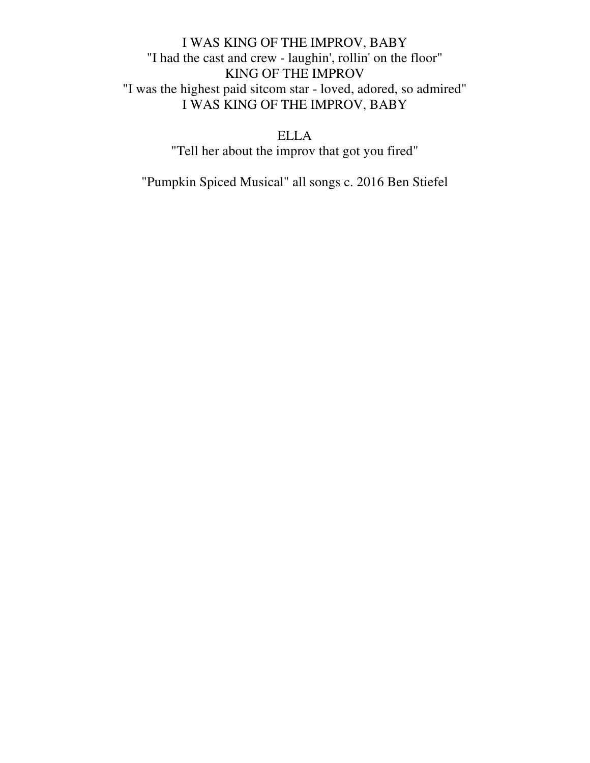I WAS KING OF THE IMPROV, BABY
"I had the cast and crew - laughin', rollin' on the floor"
KING OF THE IMPROV
"I was the highest paid sitcom star - loved, adored, so admired"
I WAS KING OF THE IMPROV, BABY

ELLA
"Tell her about the improv that got you fired"

"Pumpkin Spiced Musical" all songs c. 2016 Ben Stiefel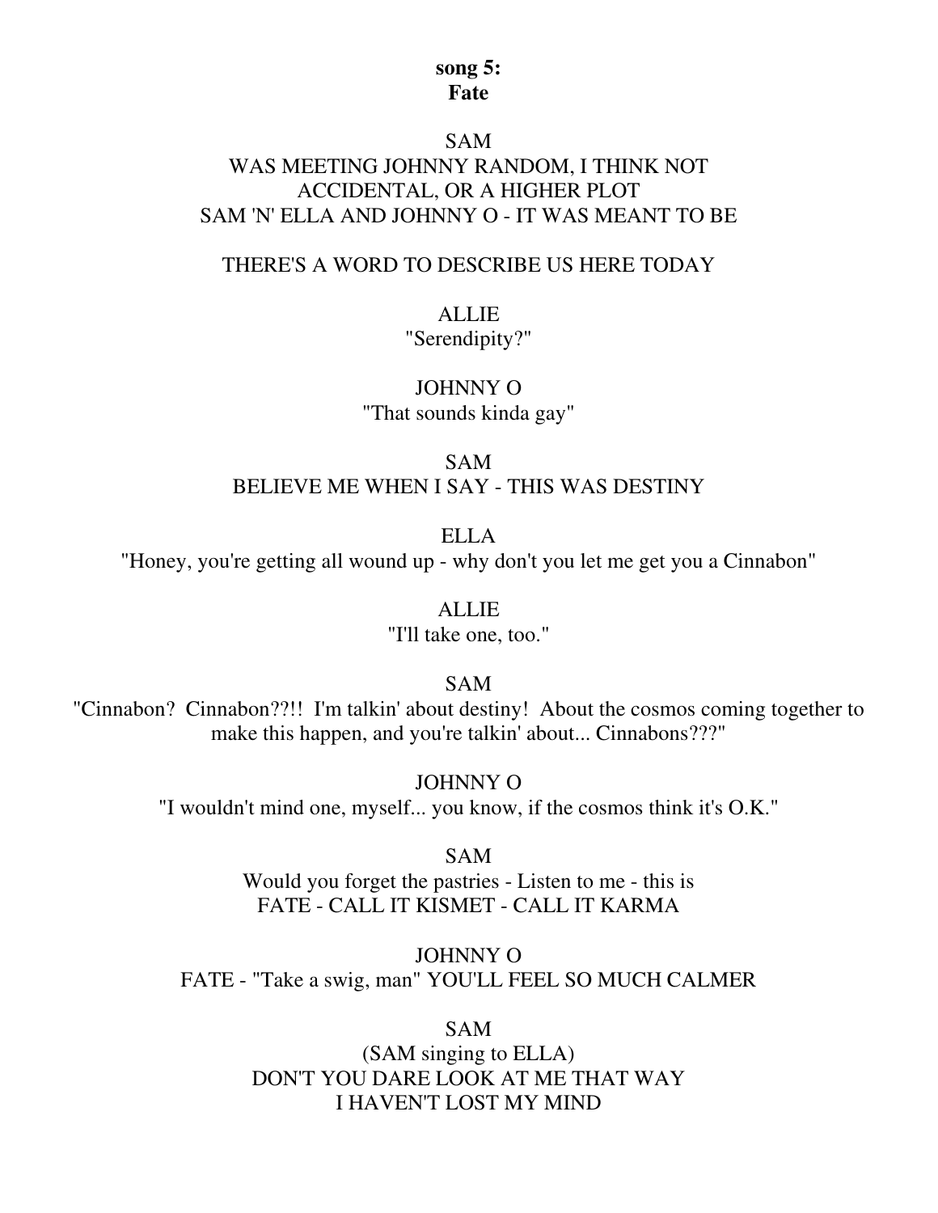**song 5:**
**Fate**

SAM
WAS MEETING JOHNNY RANDOM, I THINK NOT
ACCIDENTAL, OR A HIGHER PLOT
SAM 'N' ELLA AND JOHNNY O - IT WAS MEANT TO BE

THERE'S A WORD TO DESCRIBE US HERE TODAY

ALLIE
"Serendipity?"

JOHNNY O
"That sounds kinda gay"

SAM
BELIEVE ME WHEN I SAY - THIS WAS DESTINY

ELLA
"Honey, you're getting all wound up - why don't you let me get you a Cinnabon"

ALLIE
"I'll take one, too."

SAM
"Cinnabon? Cinnabon??!! I'm talkin' about destiny! About the cosmos coming together to make this happen, and you're talkin' about... Cinnabons???"

JOHNNY O
"I wouldn't mind one, myself... you know, if the cosmos think it's O.K."

SAM
Would you forget the pastries - Listen to me - this is
FATE - CALL IT KISMET - CALL IT KARMA

JOHNNY O
FATE - "Take a swig, man" YOU'LL FEEL SO MUCH CALMER

SAM
(SAM singing to ELLA)
DON'T YOU DARE LOOK AT ME THAT WAY
I HAVEN'T LOST MY MIND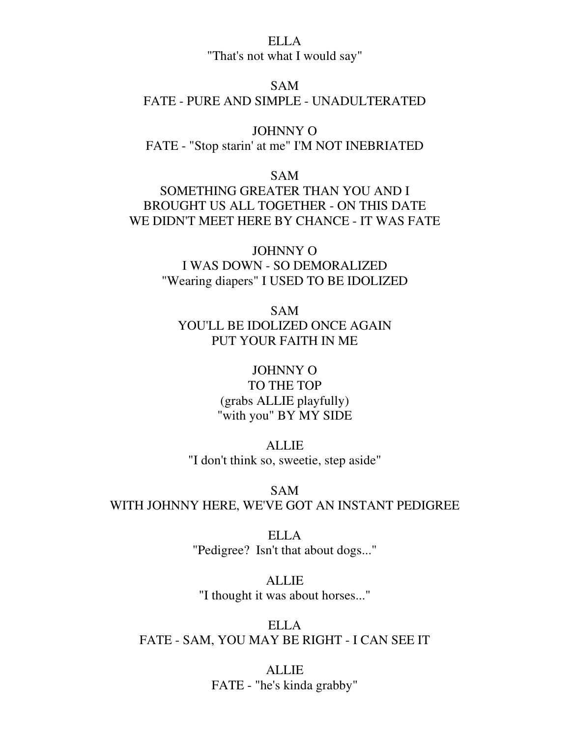ELLA
"That's not what I would say"

SAM
FATE - PURE AND SIMPLE - UNADULTERATED

JOHNNY O
FATE - "Stop starin' at me" I'M NOT INEBRIATED

SAM
SOMETHING GREATER THAN YOU AND I
BROUGHT US ALL TOGETHER - ON THIS DATE
WE DIDN'T MEET HERE BY CHANCE - IT WAS FATE

JOHNNY O
I WAS DOWN - SO DEMORALIZED
"Wearing diapers" I USED TO BE IDOLIZED

SAM
YOU'LL BE IDOLIZED ONCE AGAIN
PUT YOUR FAITH IN ME

JOHNNY O
TO THE TOP
(grabs ALLIE playfully)
"with you" BY MY SIDE

ALLIE
"I don't think so, sweetie, step aside"

SAM
WITH JOHNNY HERE, WE'VE GOT AN INSTANT PEDIGREE

ELLA
"Pedigree?  Isn't that about dogs..."

ALLIE
"I thought it was about horses..."

ELLA
FATE - SAM, YOU MAY BE RIGHT - I CAN SEE IT

ALLIE
FATE - "he's kinda grabby"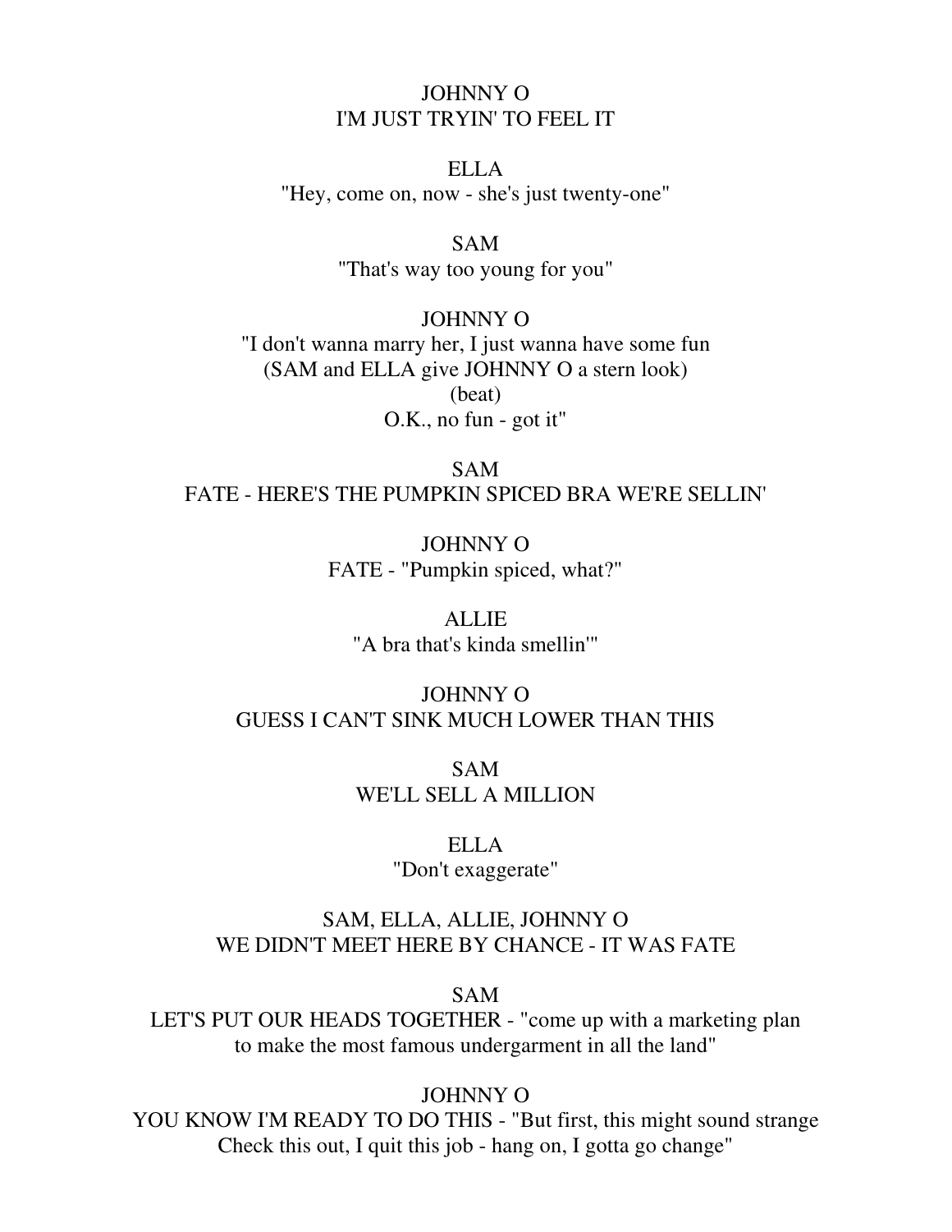JOHNNY O
I'M JUST TRYIN' TO FEEL IT

ELLA
"Hey, come on, now - she's just twenty-one"

SAM
"That's way too young for you"

JOHNNY O
"I don't wanna marry her, I just wanna have some fun
(SAM and ELLA give JOHNNY O a stern look)
(beat)
O.K., no fun - got it"

SAM
FATE - HERE'S THE PUMPKIN SPICED BRA WE'RE SELLIN'

JOHNNY O
FATE - "Pumpkin spiced, what?"

ALLIE
"A bra that's kinda smellin'"

JOHNNY O
GUESS I CAN'T SINK MUCH LOWER THAN THIS

SAM
WE'LL SELL A MILLION

ELLA
"Don't exaggerate"

SAM, ELLA, ALLIE, JOHNNY O
WE DIDN'T MEET HERE BY CHANCE - IT WAS FATE

SAM
LET'S PUT OUR HEADS TOGETHER - "come up with a marketing plan
to make the most famous undergarment in all the land"

JOHNNY O
YOU KNOW I'M READY TO DO THIS - "But first, this might sound strange
Check this out, I quit this job - hang on, I gotta go change"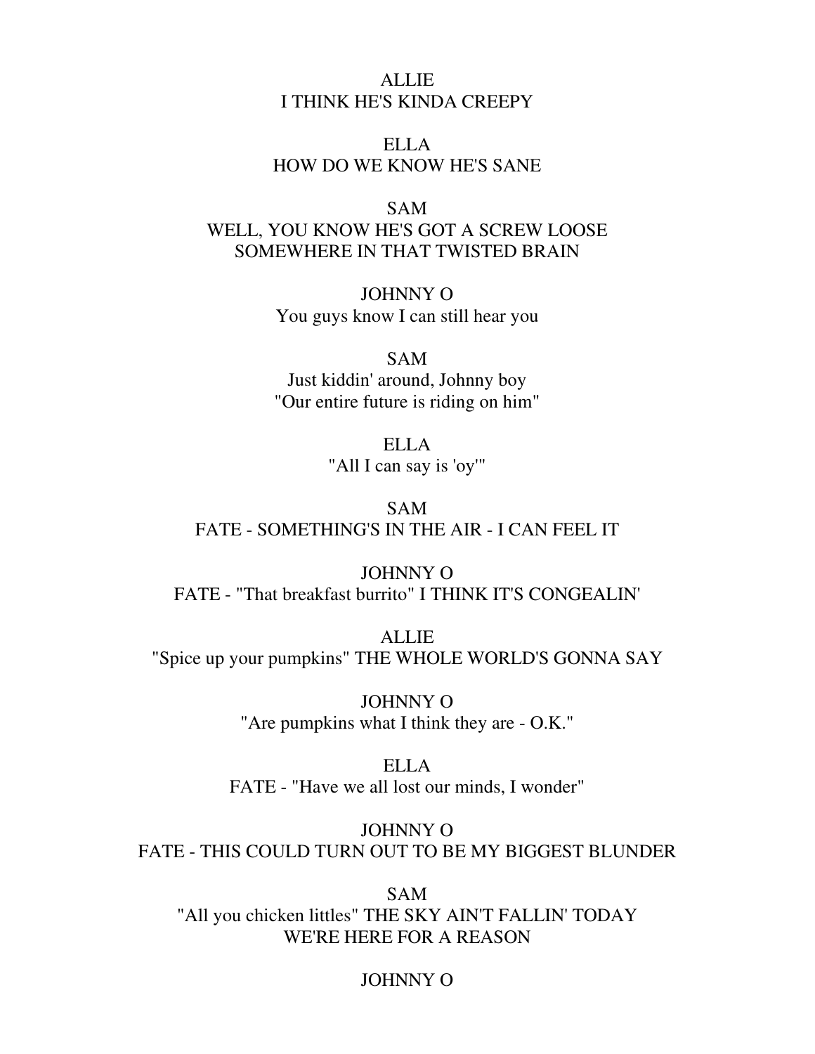ALLIE
I THINK HE'S KINDA CREEPY

ELLA
HOW DO WE KNOW HE'S SANE

SAM
WELL, YOU KNOW HE'S GOT A SCREW LOOSE
SOMEWHERE IN THAT TWISTED BRAIN

JOHNNY O
You guys know I can still hear you

SAM
Just kiddin' around, Johnny boy
"Our entire future is riding on him"

ELLA
"All I can say is 'oy'"

SAM
FATE - SOMETHING'S IN THE AIR - I CAN FEEL IT

JOHNNY O
FATE - "That breakfast burrito" I THINK IT'S CONGEALIN'

ALLIE
"Spice up your pumpkins" THE WHOLE WORLD'S GONNA SAY

JOHNNY O
"Are pumpkins what I think they are - O.K."

ELLA
FATE - "Have we all lost our minds, I wonder"

JOHNNY O
FATE - THIS COULD TURN OUT TO BE MY BIGGEST BLUNDER

SAM
"All you chicken littles" THE SKY AIN'T FALLIN' TODAY
WE'RE HERE FOR A REASON

JOHNNY O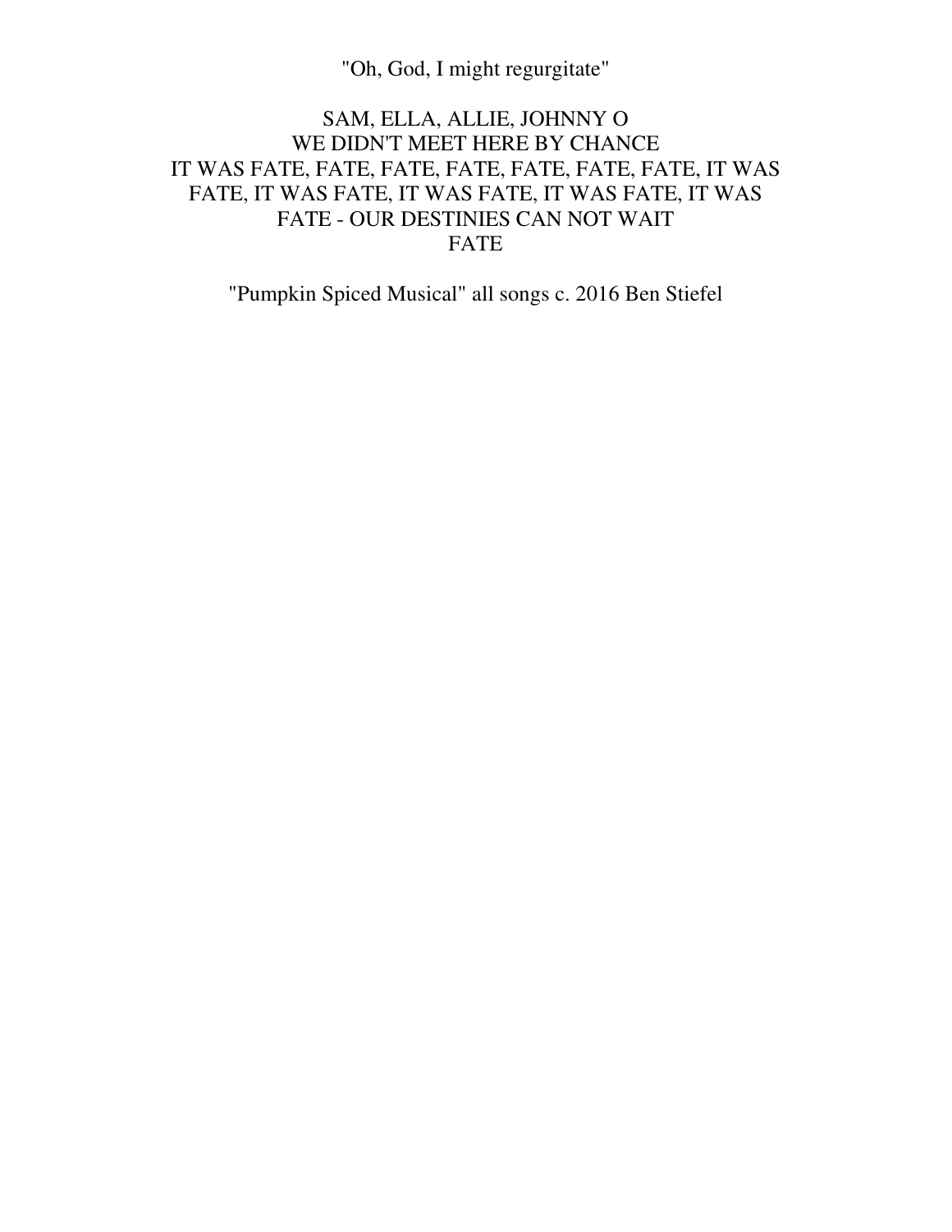"Oh, God, I might regurgitate"

SAM, ELLA, ALLIE, JOHNNY O
WE DIDN'T MEET HERE BY CHANCE
IT WAS FATE, FATE, FATE, FATE, FATE, FATE, FATE, IT WAS
FATE, IT WAS FATE, IT WAS FATE, IT WAS FATE, IT WAS
FATE - OUR DESTINIES CAN NOT WAIT
FATE

"Pumpkin Spiced Musical" all songs c. 2016 Ben Stiefel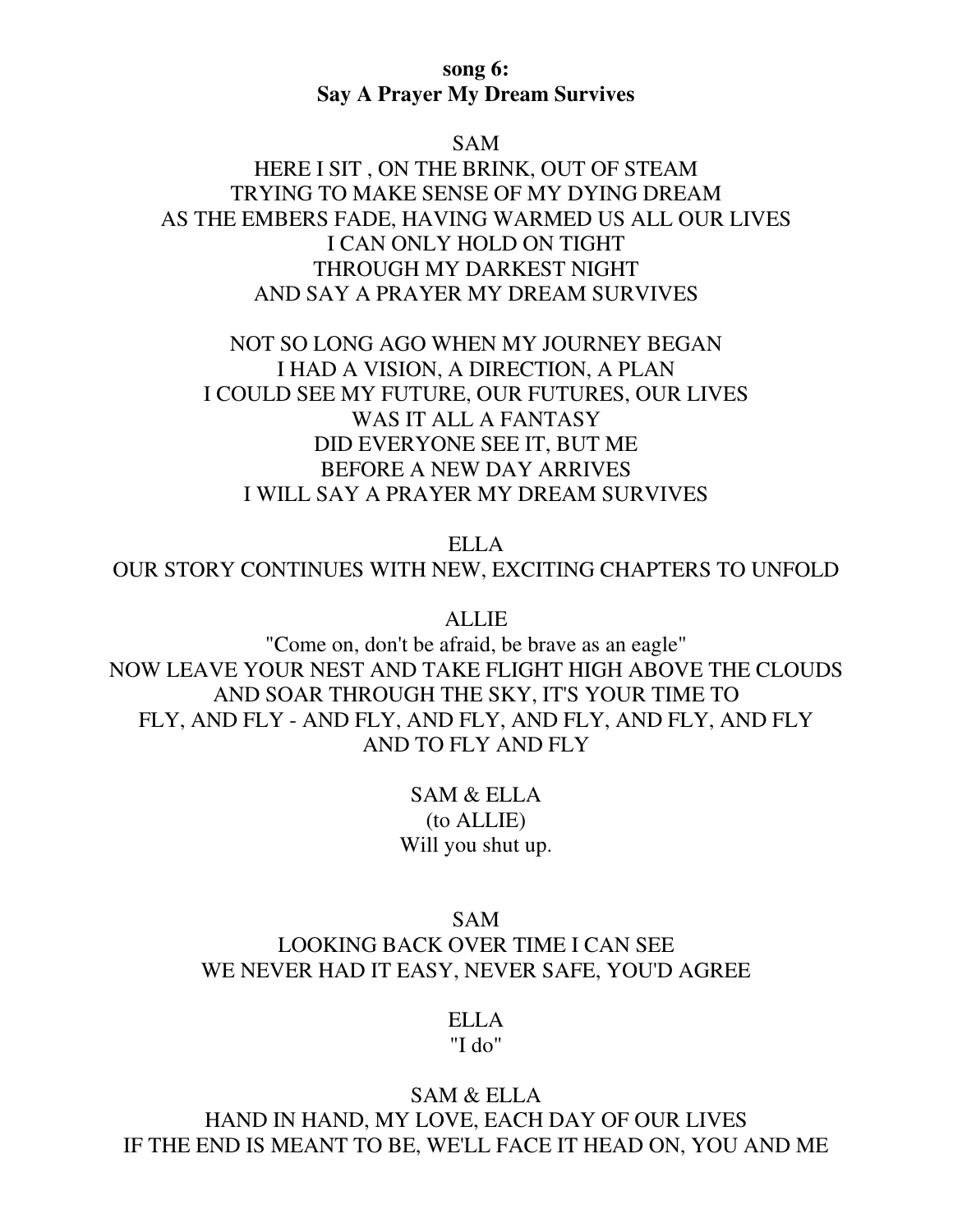**song 6:**
**Say A Prayer My Dream Survives**

SAM

HERE I SIT , ON THE BRINK, OUT OF STEAM
TRYING TO MAKE SENSE OF MY DYING DREAM
AS THE EMBERS FADE, HAVING WARMED US ALL OUR LIVES
I CAN ONLY HOLD ON TIGHT
THROUGH MY DARKEST NIGHT
AND SAY A PRAYER MY DREAM SURVIVES

NOT SO LONG AGO WHEN MY JOURNEY BEGAN
I HAD A VISION, A DIRECTION, A PLAN
I COULD SEE MY FUTURE, OUR FUTURES, OUR LIVES
WAS IT ALL A FANTASY
DID EVERYONE SEE IT, BUT ME
BEFORE A NEW DAY ARRIVES
I WILL SAY A PRAYER MY DREAM SURVIVES

ELLA

OUR STORY CONTINUES WITH NEW, EXCITING CHAPTERS TO UNFOLD

ALLIE

"Come on, don't be afraid, be brave as an eagle"
NOW LEAVE YOUR NEST AND TAKE FLIGHT HIGH ABOVE THE CLOUDS
AND SOAR THROUGH THE SKY, IT'S YOUR TIME TO
FLY, AND FLY - AND FLY, AND FLY, AND FLY, AND FLY, AND FLY
AND TO FLY AND FLY

SAM & ELLA
(to ALLIE)
Will you shut up.

SAM

LOOKING BACK OVER TIME I CAN SEE
WE NEVER HAD IT EASY, NEVER SAFE, YOU'D AGREE

ELLA
"I do"

SAM & ELLA

HAND IN HAND, MY LOVE, EACH DAY OF OUR LIVES
IF THE END IS MEANT TO BE, WE'LL FACE IT HEAD ON, YOU AND ME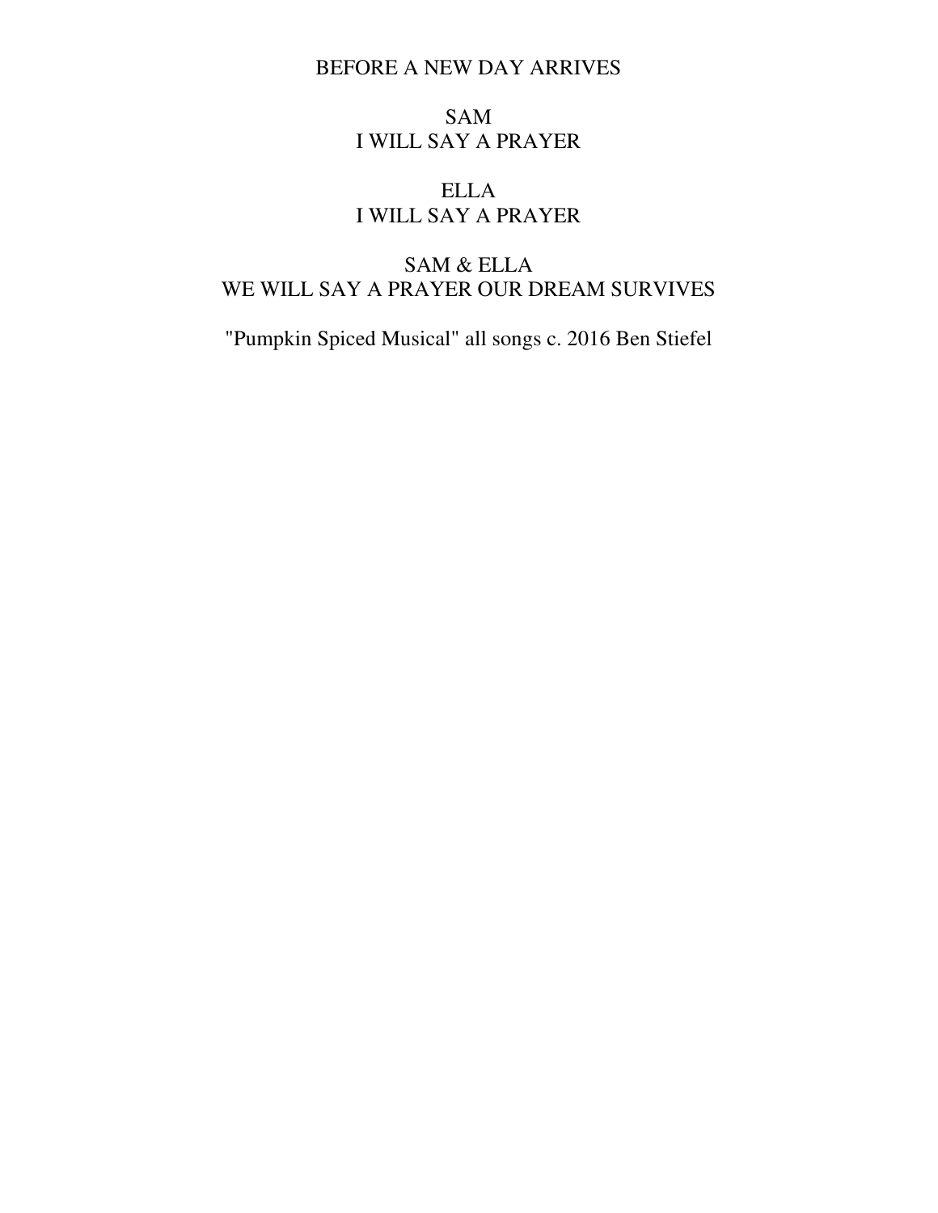BEFORE A NEW DAY ARRIVES

SAM
I WILL SAY A PRAYER

ELLA
I WILL SAY A PRAYER

SAM & ELLA
WE WILL SAY A PRAYER OUR DREAM SURVIVES

"Pumpkin Spiced Musical" all songs c. 2016 Ben Stiefel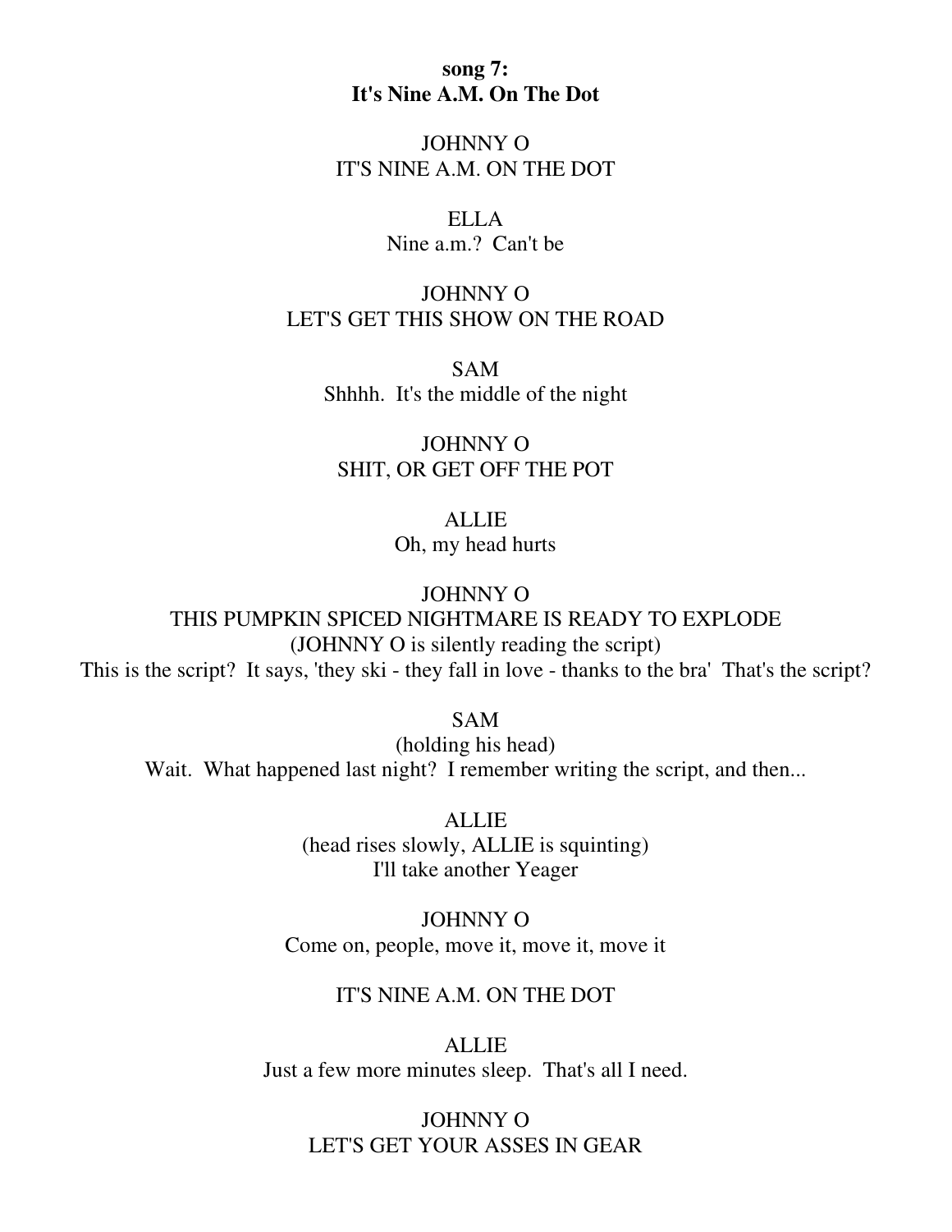**song 7:**
**It's Nine A.M. On The Dot**

JOHNNY O
IT'S NINE A.M. ON THE DOT

ELLA
Nine a.m.?  Can't be

JOHNNY O
LET'S GET THIS SHOW ON THE ROAD

SAM
Shhhh.  It's the middle of the night

JOHNNY O
SHIT, OR GET OFF THE POT

ALLIE
Oh, my head hurts

JOHNNY O
THIS PUMPKIN SPICED NIGHTMARE IS READY TO EXPLODE
(JOHNNY O is silently reading the script)
This is the script?  It says, 'they ski - they fall in love - thanks to the bra'  That's the script?

SAM
(holding his head)
Wait.  What happened last night?  I remember writing the script, and then...

ALLIE
(head rises slowly, ALLIE is squinting)
I'll take another Yeager

JOHNNY O
Come on, people, move it, move it, move it

IT'S NINE A.M. ON THE DOT

ALLIE
Just a few more minutes sleep.  That's all I need.

JOHNNY O
LET'S GET YOUR ASSES IN GEAR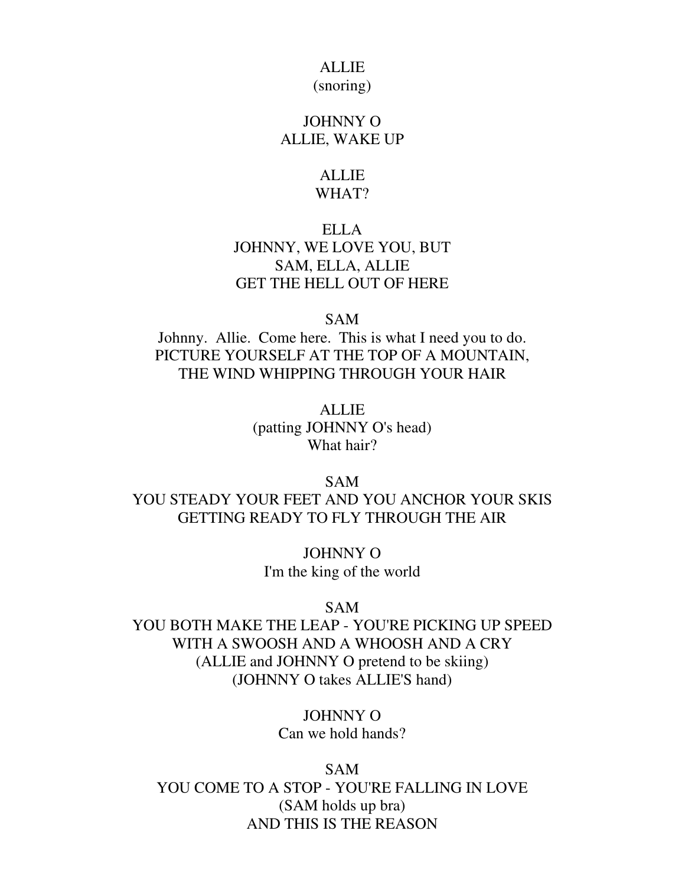ALLIE
(snoring)

JOHNNY O
ALLIE, WAKE UP

ALLIE
WHAT?

ELLA
JOHNNY, WE LOVE YOU, BUT
SAM, ELLA, ALLIE
GET THE HELL OUT OF HERE

SAM
Johnny. Allie. Come here. This is what I need you to do.
PICTURE YOURSELF AT THE TOP OF A MOUNTAIN,
THE WIND WHIPPING THROUGH YOUR HAIR

ALLIE
(patting JOHNNY O's head)
What hair?

SAM
YOU STEADY YOUR FEET AND YOU ANCHOR YOUR SKIS
GETTING READY TO FLY THROUGH THE AIR

JOHNNY O
I'm the king of the world

SAM
YOU BOTH MAKE THE LEAP - YOU'RE PICKING UP SPEED
WITH A SWOOSH AND A WHOOSH AND A CRY
(ALLIE and JOHNNY O pretend to be skiing)
(JOHNNY O takes ALLIE'S hand)

JOHNNY O
Can we hold hands?

SAM
YOU COME TO A STOP - YOU'RE FALLING IN LOVE
(SAM holds up bra)
AND THIS IS THE REASON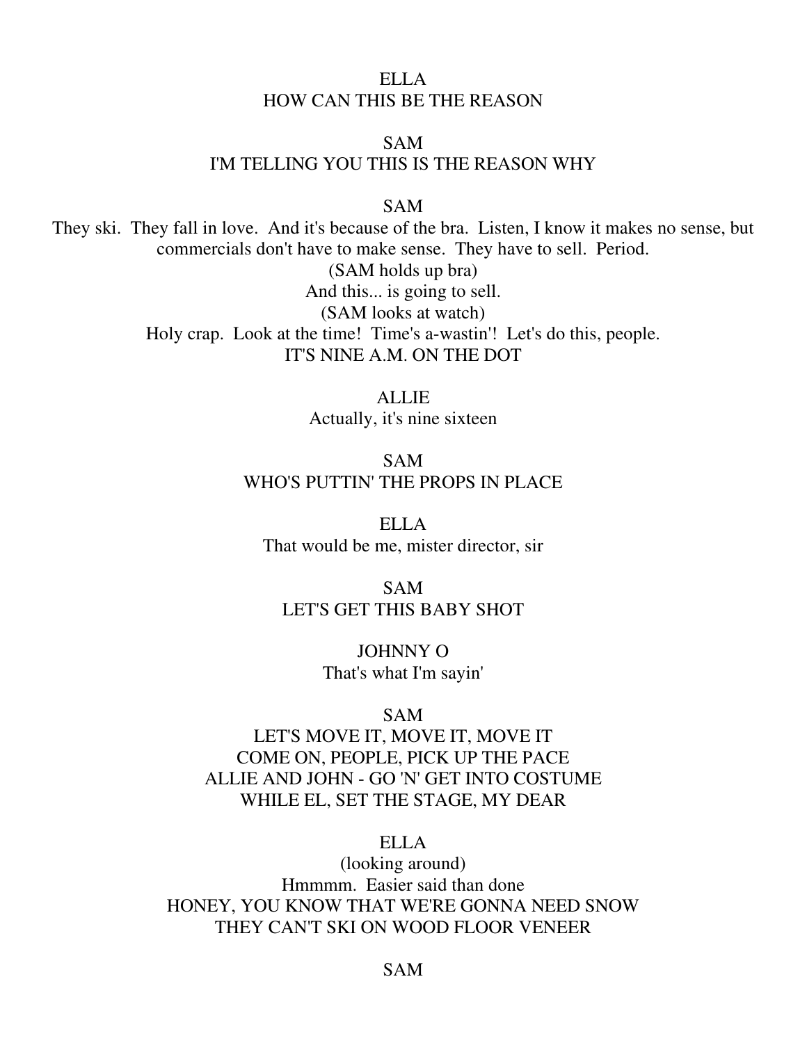ELLA
HOW CAN THIS BE THE REASON

SAM
I'M TELLING YOU THIS IS THE REASON WHY

SAM
They ski. They fall in love. And it's because of the bra. Listen, I know it makes no sense, but commercials don't have to make sense. They have to sell. Period.
(SAM holds up bra)
And this... is going to sell.
(SAM looks at watch)
Holy crap. Look at the time! Time's a-wastin'! Let's do this, people.
IT'S NINE A.M. ON THE DOT

ALLIE
Actually, it's nine sixteen

SAM
WHO'S PUTTIN' THE PROPS IN PLACE

ELLA
That would be me, mister director, sir

SAM
LET'S GET THIS BABY SHOT

JOHNNY O
That's what I'm sayin'

SAM
LET'S MOVE IT, MOVE IT, MOVE IT
COME ON, PEOPLE, PICK UP THE PACE
ALLIE AND JOHN - GO 'N' GET INTO COSTUME
WHILE EL, SET THE STAGE, MY DEAR

ELLA
(looking around)
Hmmmm. Easier said than done
HONEY, YOU KNOW THAT WE'RE GONNA NEED SNOW
THEY CAN'T SKI ON WOOD FLOOR VENEER

SAM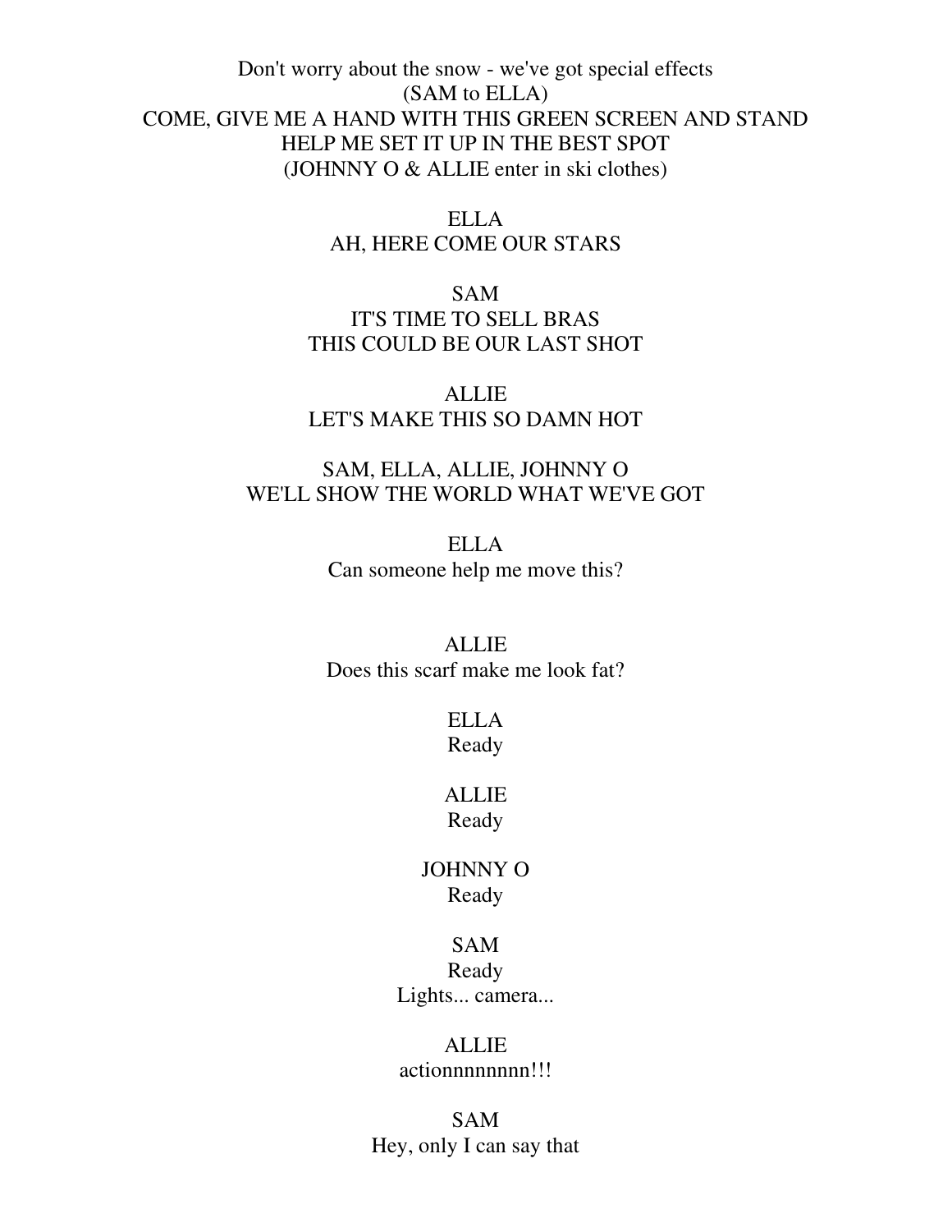Don't worry about the snow - we've got special effects
(SAM to ELLA)
COME, GIVE ME A HAND WITH THIS GREEN SCREEN AND STAND
HELP ME SET IT UP IN THE BEST SPOT
(JOHNNY O & ALLIE enter in ski clothes)

ELLA
AH, HERE COME OUR STARS

SAM
IT'S TIME TO SELL BRAS
THIS COULD BE OUR LAST SHOT

ALLIE
LET'S MAKE THIS SO DAMN HOT

SAM, ELLA, ALLIE, JOHNNY O
WE'LL SHOW THE WORLD WHAT WE'VE GOT

ELLA
Can someone help me move this?

ALLIE
Does this scarf make me look fat?

ELLA
Ready

ALLIE
Ready

JOHNNY O
Ready

SAM
Ready
Lights... camera...

ALLIE
actionnnnnnnn!!!

SAM
Hey, only I can say that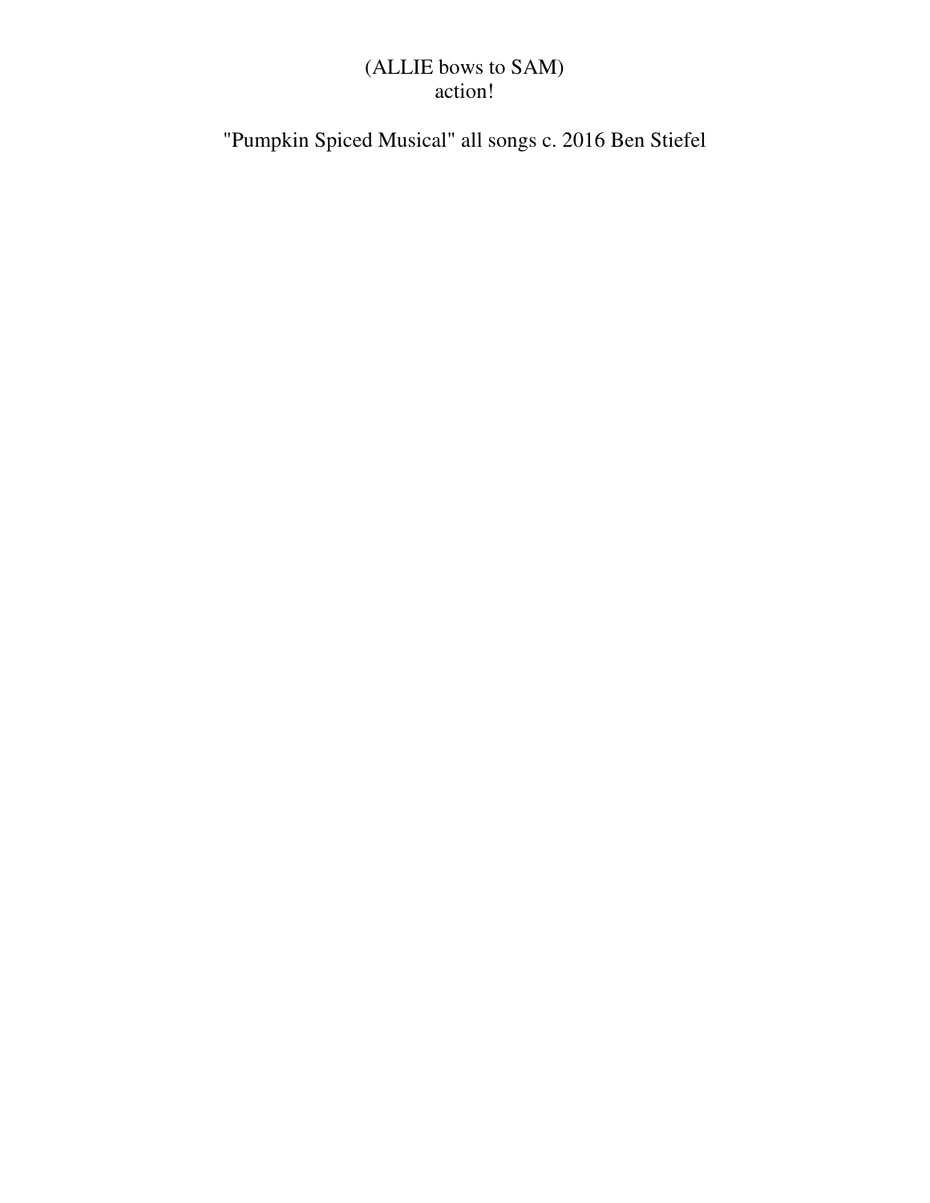(ALLIE bows to SAM)
action!

"Pumpkin Spiced Musical" all songs c. 2016 Ben Stiefel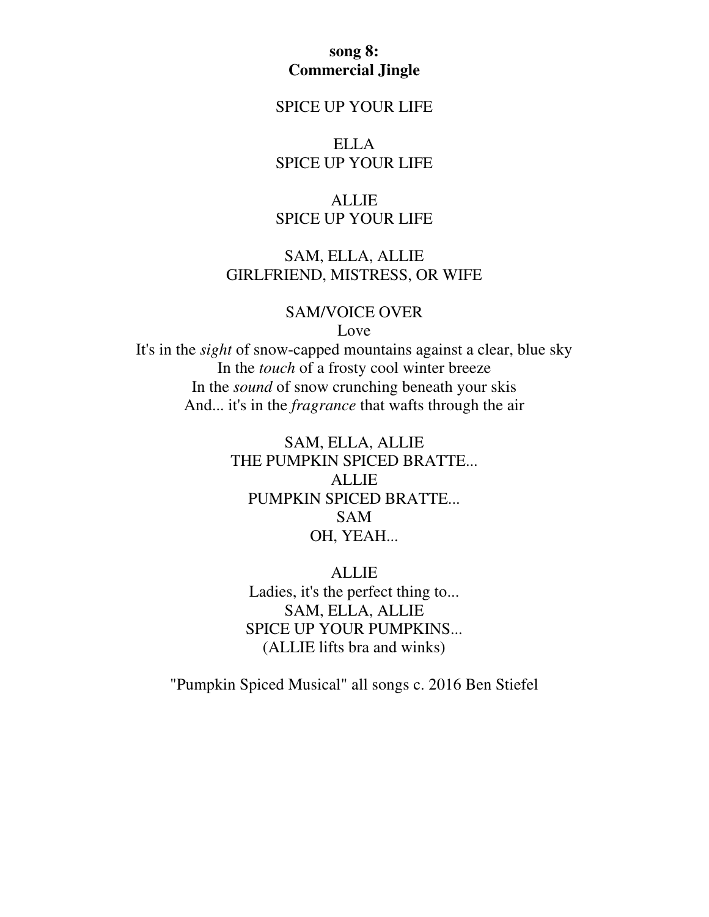**song 8:**
**Commercial Jingle**

SPICE UP YOUR LIFE

ELLA
SPICE UP YOUR LIFE

ALLIE
SPICE UP YOUR LIFE

SAM, ELLA, ALLIE
GIRLFRIEND, MISTRESS, OR WIFE

SAM/VOICE OVER
Love
It's in the *sight* of snow-capped mountains against a clear, blue sky
In the *touch* of a frosty cool winter breeze
In the *sound* of snow crunching beneath your skis
And... it's in the *fragrance* that wafts through the air

SAM, ELLA, ALLIE
THE PUMPKIN SPICED BRATTE...
ALLIE
PUMPKIN SPICED BRATTE...
SAM
OH, YEAH...

ALLIE
Ladies, it's the perfect thing to...
SAM, ELLA, ALLIE
SPICE UP YOUR PUMPKINS...
(ALLIE lifts bra and winks)

"Pumpkin Spiced Musical" all songs c. 2016 Ben Stiefel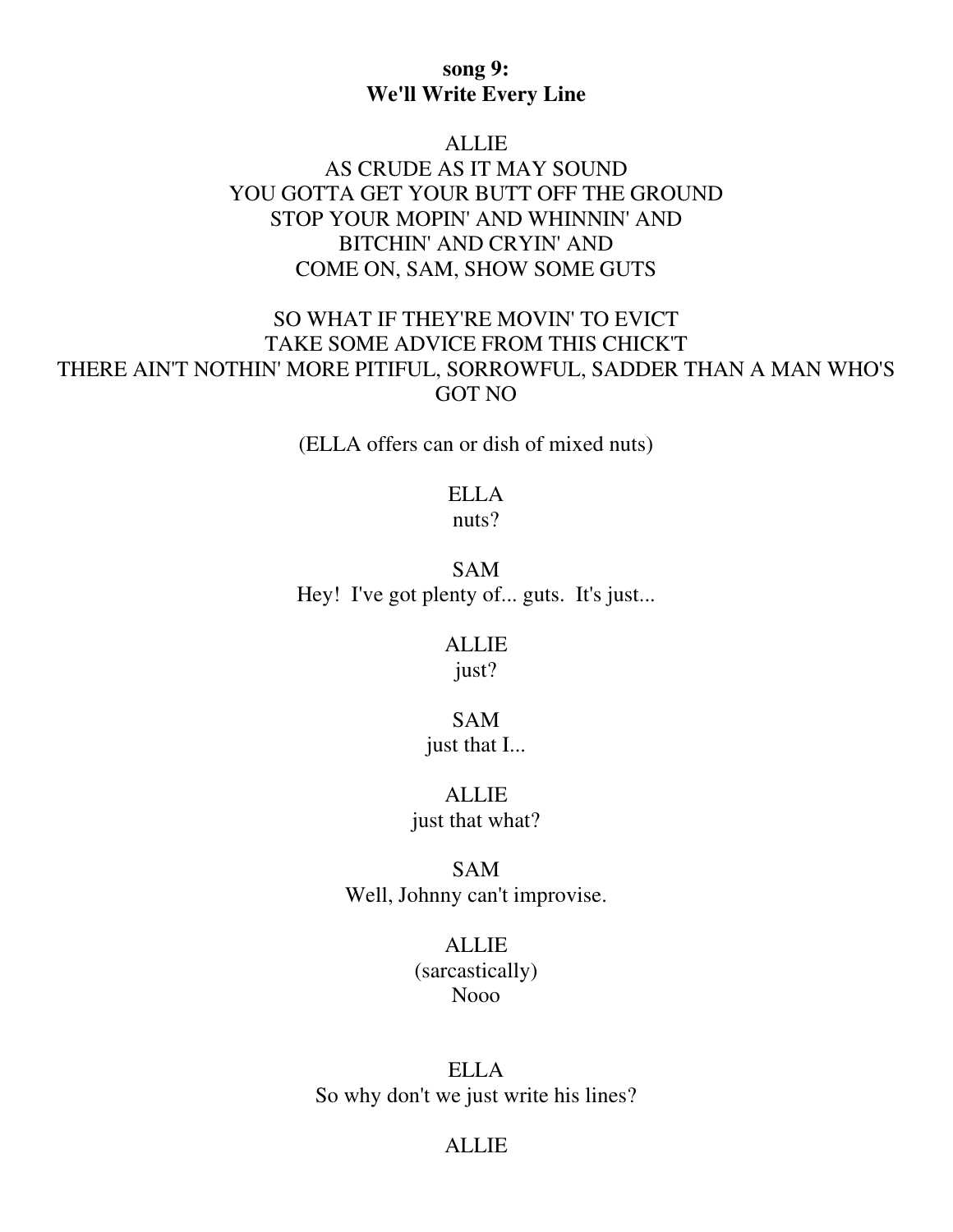**song 9:**
**We'll Write Every Line**

ALLIE
AS CRUDE AS IT MAY SOUND
YOU GOTTA GET YOUR BUTT OFF THE GROUND
STOP YOUR MOPIN' AND WHINNIN' AND
BITCHIN' AND CRYIN' AND
COME ON, SAM, SHOW SOME GUTS

SO WHAT IF THEY'RE MOVIN' TO EVICT
TAKE SOME ADVICE FROM THIS CHICK'T
THERE AIN'T NOTHIN' MORE PITIFUL, SORROWFUL, SADDER THAN A MAN WHO'S GOT NO

(ELLA offers can or dish of mixed nuts)

ELLA
nuts?

SAM
Hey! I've got plenty of... guts. It's just...

ALLIE
just?

SAM
just that I...

ALLIE
just that what?

SAM
Well, Johnny can't improvise.

ALLIE
(sarcastically)
Nooo

ELLA
So why don't we just write his lines?

ALLIE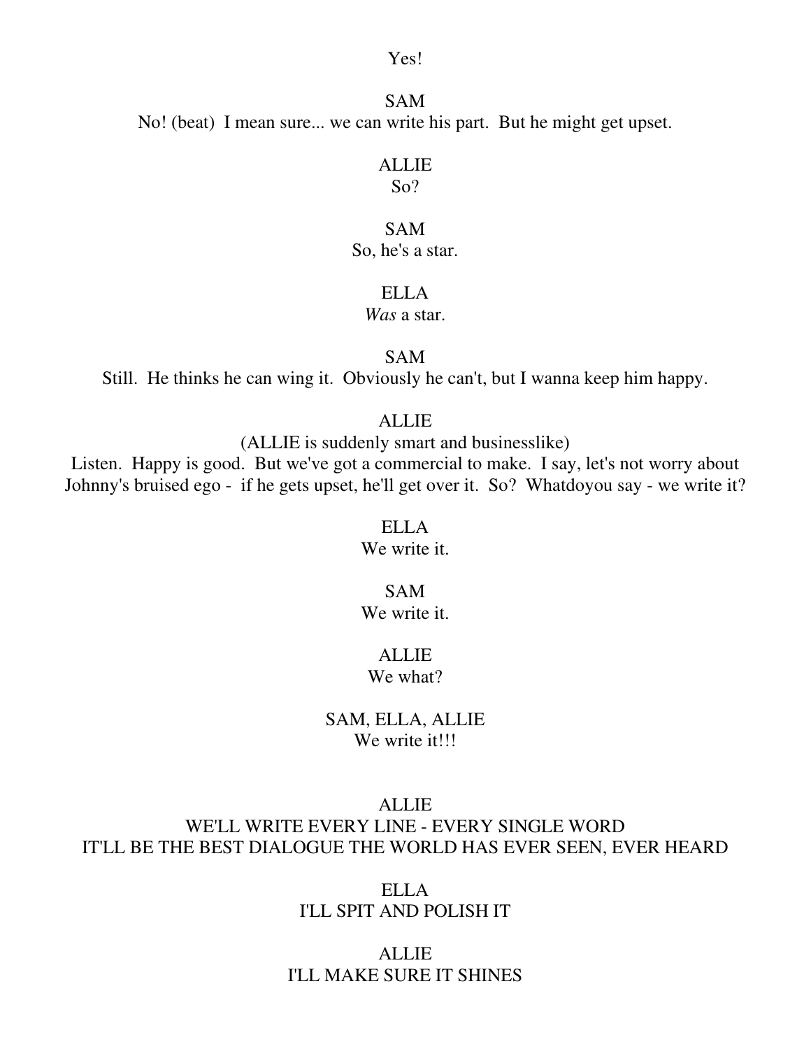Yes!

SAM

No! (beat) I mean sure... we can write his part. But he might get upset.

ALLIE

So?

SAM

So, he's a star.

ELLA

*Was* a star.

SAM

Still. He thinks he can wing it. Obviously he can't, but I wanna keep him happy.

ALLIE

(ALLIE is suddenly smart and businesslike)

Listen. Happy is good. But we've got a commercial to make. I say, let's not worry about Johnny's bruised ego - if he gets upset, he'll get over it. So? Whatdoyou say - we write it?

ELLA

We write it.

SAM

We write it.

ALLIE

We what?

SAM, ELLA, ALLIE

We write it!!!

ALLIE

WE'LL WRITE EVERY LINE - EVERY SINGLE WORD

IT'LL BE THE BEST DIALOGUE THE WORLD HAS EVER SEEN, EVER HEARD

ELLA

I'LL SPIT AND POLISH IT

ALLIE

I'LL MAKE SURE IT SHINES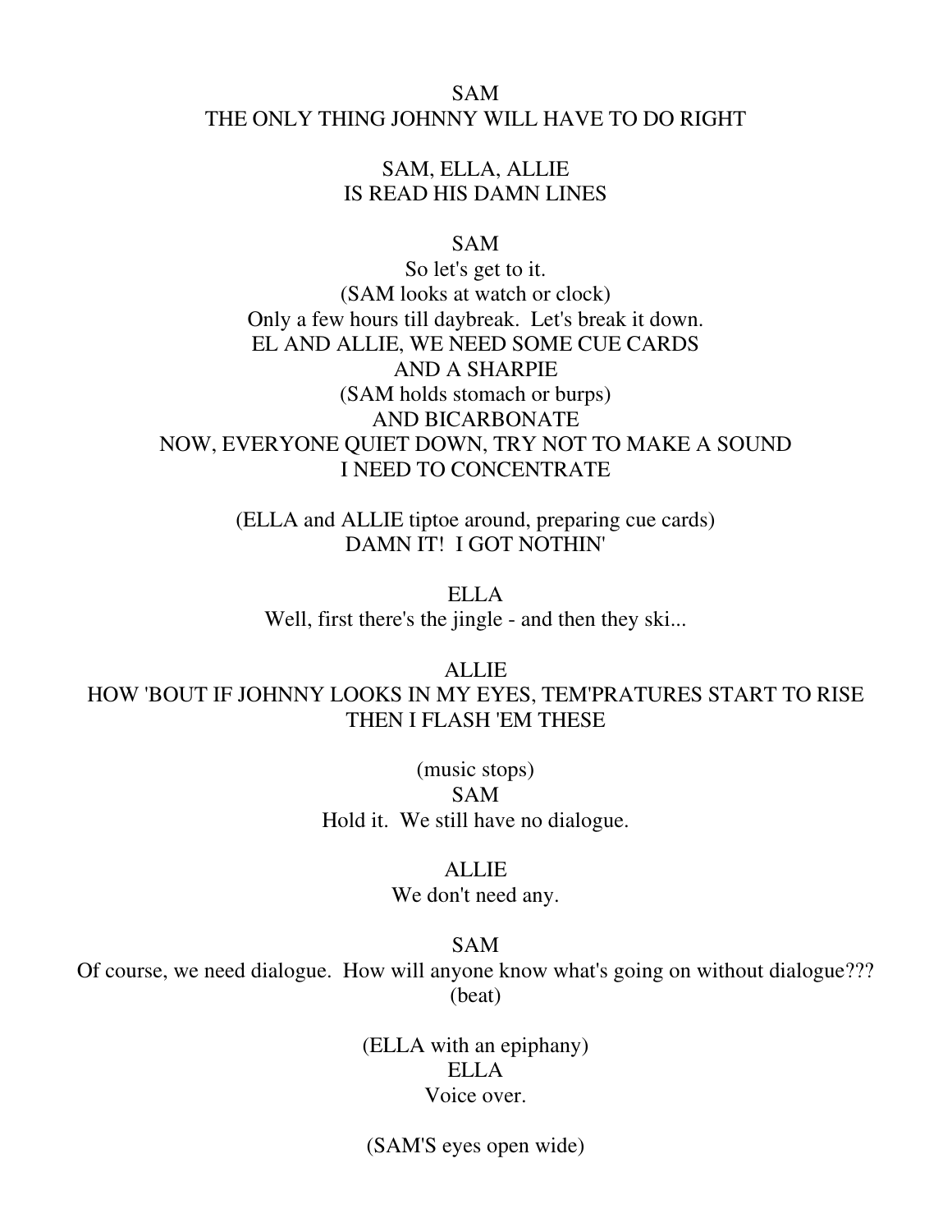SAM
THE ONLY THING JOHNNY WILL HAVE TO DO RIGHT

SAM, ELLA, ALLIE
IS READ HIS DAMN LINES

SAM
So let's get to it.
(SAM looks at watch or clock)
Only a few hours till daybreak. Let's break it down.
EL AND ALLIE, WE NEED SOME CUE CARDS
AND A SHARPIE
(SAM holds stomach or burps)
AND BICARBONATE
NOW, EVERYONE QUIET DOWN, TRY NOT TO MAKE A SOUND
I NEED TO CONCENTRATE

(ELLA and ALLIE tiptoe around, preparing cue cards)
DAMN IT! I GOT NOTHIN'

ELLA
Well, first there's the jingle - and then they ski...

ALLIE
HOW 'BOUT IF JOHNNY LOOKS IN MY EYES, TEM'PRATURES START TO RISE
THEN I FLASH 'EM THESE

(music stops)
SAM
Hold it. We still have no dialogue.

ALLIE
We don't need any.

SAM
Of course, we need dialogue. How will anyone know what's going on without dialogue???
(beat)

(ELLA with an epiphany)
ELLA
Voice over.

(SAM'S eyes open wide)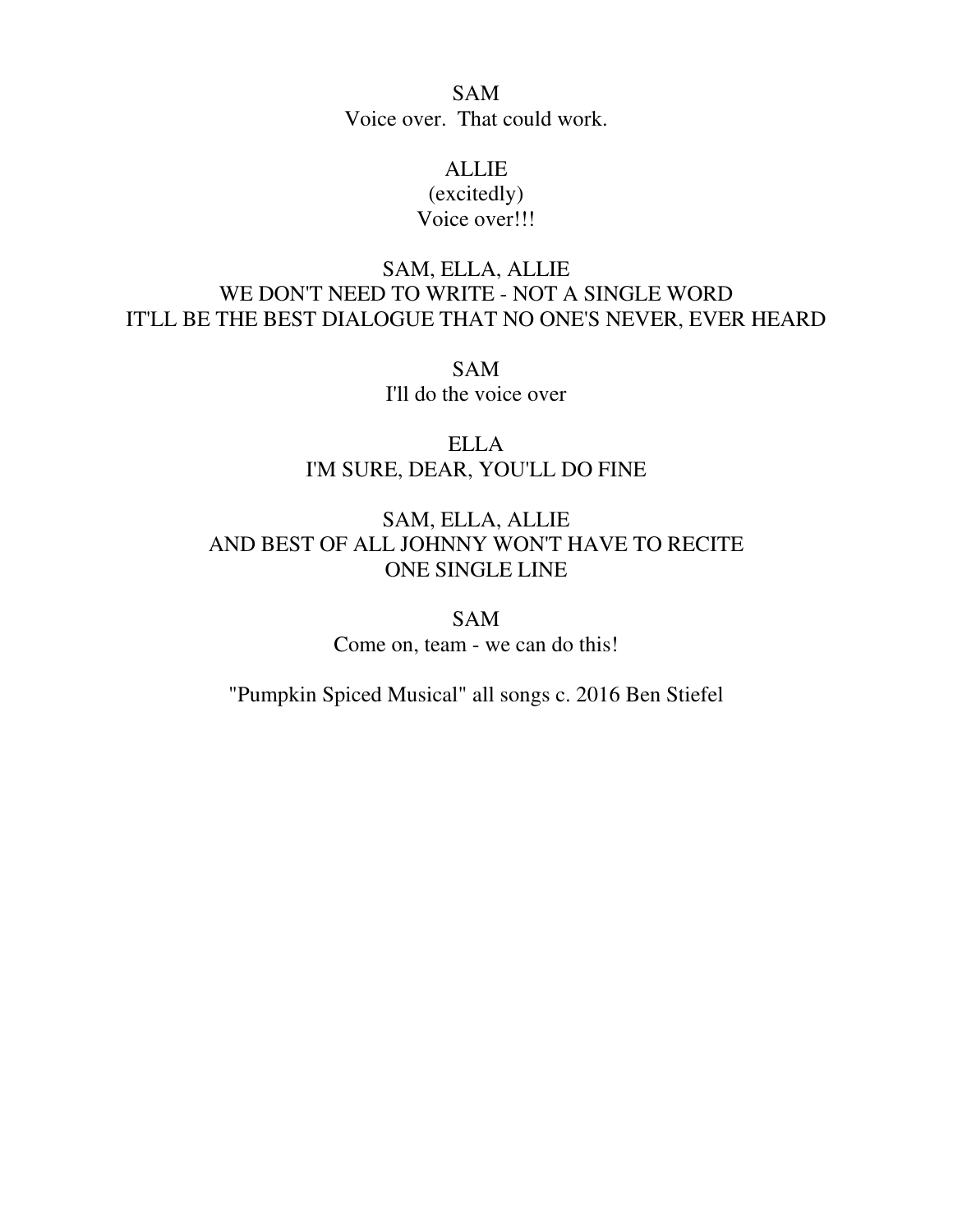SAM
Voice over.  That could work.

ALLIE
(excitedly)
Voice over!!!

SAM, ELLA, ALLIE
WE DON'T NEED TO WRITE - NOT A SINGLE WORD
IT'LL BE THE BEST DIALOGUE THAT NO ONE'S NEVER, EVER HEARD

SAM
I'll do the voice over

ELLA
I'M SURE, DEAR, YOU'LL DO FINE

SAM, ELLA, ALLIE
AND BEST OF ALL JOHNNY WON'T HAVE TO RECITE
ONE SINGLE LINE

SAM
Come on, team - we can do this!

"Pumpkin Spiced Musical" all songs c. 2016 Ben Stiefel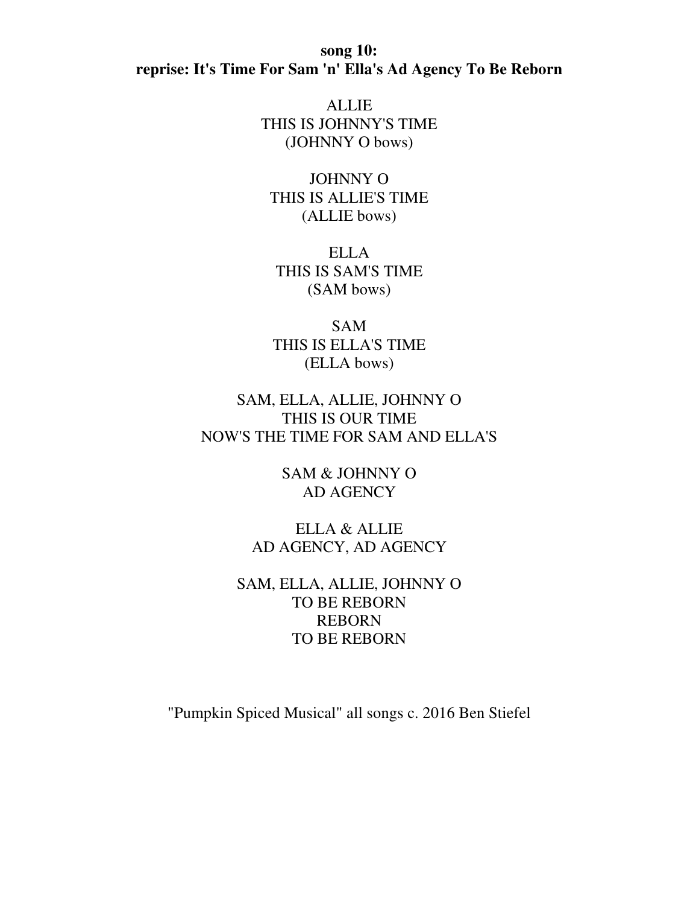**song 10:**
**reprise: It's Time For Sam 'n' Ella's Ad Agency To Be Reborn**

ALLIE
THIS IS JOHNNY'S TIME
(JOHNNY O bows)

JOHNNY O
THIS IS ALLIE'S TIME
(ALLIE bows)

ELLA
THIS IS SAM'S TIME
(SAM bows)

SAM
THIS IS ELLA'S TIME
(ELLA bows)

SAM, ELLA, ALLIE, JOHNNY O
THIS IS OUR TIME
NOW'S THE TIME FOR SAM AND ELLA'S

SAM & JOHNNY O
AD AGENCY

ELLA & ALLIE
AD AGENCY, AD AGENCY

SAM, ELLA, ALLIE, JOHNNY O
TO BE REBORN
REBORN
TO BE REBORN

"Pumpkin Spiced Musical" all songs c. 2016 Ben Stiefel